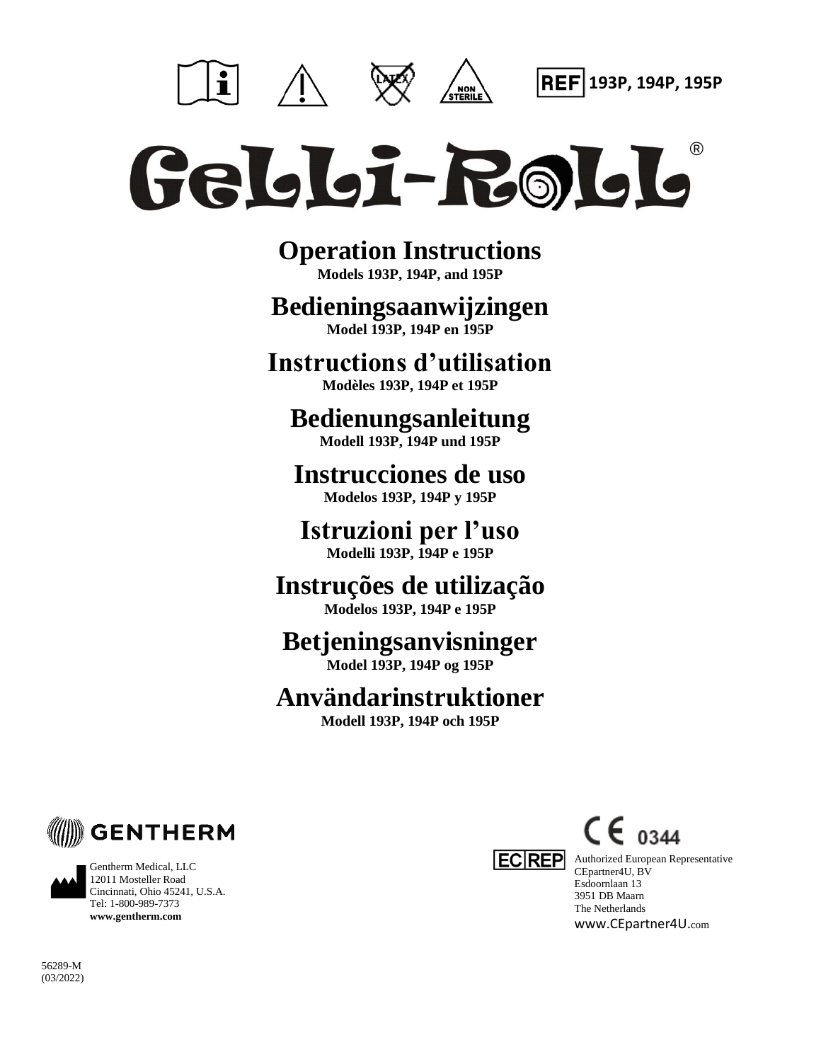REF 193P, 194P, 195P

# Gelli-Roll®

## Operation Instructions
**Models 193P, 194P, and 195P**

## Bedieningsaanwijzingen
**Model 193P, 194P en 195P**

## Instructions d’utilisation
**Modèles 193P, 194P et 195P**

## Bedienungsanleitung
**Modell 193P, 194P und 195P**

## Instrucciones de uso
**Modelos 193P, 194P y 195P**

## Istruzioni per l’uso
**Modelli 193P, 194P e 195P**

## Instruções de utilização
**Modelos 193P, 194P e 195P**

## Betjeningsanvisninger
**Model 193P, 194P og 195P**

## Användarinstruktioner
**Modell 193P, 194P och 195P**

GENTHERM

Gentherm Medical, LLC
12011 Mosteller Road
Cincinnati, Ohio 45241, U.S.A.
Tel: 1-800-989-7373
**www.gentherm.com**

CE 0344

EC REP
Authorized European Representative
CEpartner4U, BV
Esdoornlaan 13
3951 DB Maarn
The Netherlands
www.CEpartner4U.com

56289-M
(03/2022)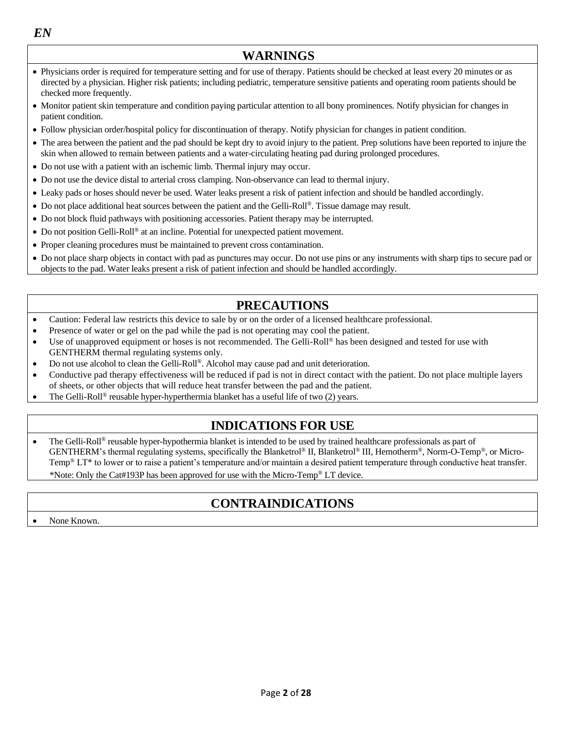*EN*

## WARNINGS

- Physicians order is required for temperature setting and for use of therapy. Patients should be checked at least every 20 minutes or as directed by a physician. Higher risk patients; including pediatric, temperature sensitive patients and operating room patients should be checked more frequently.
- Monitor patient skin temperature and condition paying particular attention to all bony prominences. Notify physician for changes in patient condition.
- Follow physician order/hospital policy for discontinuation of therapy. Notify physician for changes in patient condition.
- The area between the patient and the pad should be kept dry to avoid injury to the patient. Prep solutions have been reported to injure the skin when allowed to remain between patients and a water-circulating heating pad during prolonged procedures.
- Do not use with a patient with an ischemic limb. Thermal injury may occur.
- Do not use the device distal to arterial cross clamping. Non-observance can lead to thermal injury.
- Leaky pads or hoses should never be used. Water leaks present a risk of patient infection and should be handled accordingly.
- Do not place additional heat sources between the patient and the Gelli-Roll®. Tissue damage may result.
- Do not block fluid pathways with positioning accessories. Patient therapy may be interrupted.
- Do not position Gelli-Roll® at an incline. Potential for unexpected patient movement.
- Proper cleaning procedures must be maintained to prevent cross contamination.
- Do not place sharp objects in contact with pad as punctures may occur. Do not use pins or any instruments with sharp tips to secure pad or objects to the pad. Water leaks present a risk of patient infection and should be handled accordingly.

## PRECAUTIONS

- Caution: Federal law restricts this device to sale by or on the order of a licensed healthcare professional.
- Presence of water or gel on the pad while the pad is not operating may cool the patient.
- Use of unapproved equipment or hoses is not recommended. The Gelli-Roll® has been designed and tested for use with GENTHERM thermal regulating systems only.
- Do not use alcohol to clean the Gelli-Roll®. Alcohol may cause pad and unit deterioration.
- Conductive pad therapy effectiveness will be reduced if pad is not in direct contact with the patient. Do not place multiple layers of sheets, or other objects that will reduce heat transfer between the pad and the patient.
- The Gelli-Roll® reusable hyper-hyperthermia blanket has a useful life of two (2) years.

## INDICATIONS FOR USE

- The Gelli-Roll® reusable hyper-hypothermia blanket is intended to be used by trained healthcare professionals as part of GENTHERM's thermal regulating systems, specifically the Blanketrol® II, Blanketrol® III, Hemotherm®, Norm-O-Temp®, or Micro-Temp® LT* to lower or to raise a patient's temperature and/or maintain a desired patient temperature through conductive heat transfer.

  *Note: Only the Cat#193P has been approved for use with the Micro-Temp® LT device.

## CONTRAINDICATIONS

- None Known.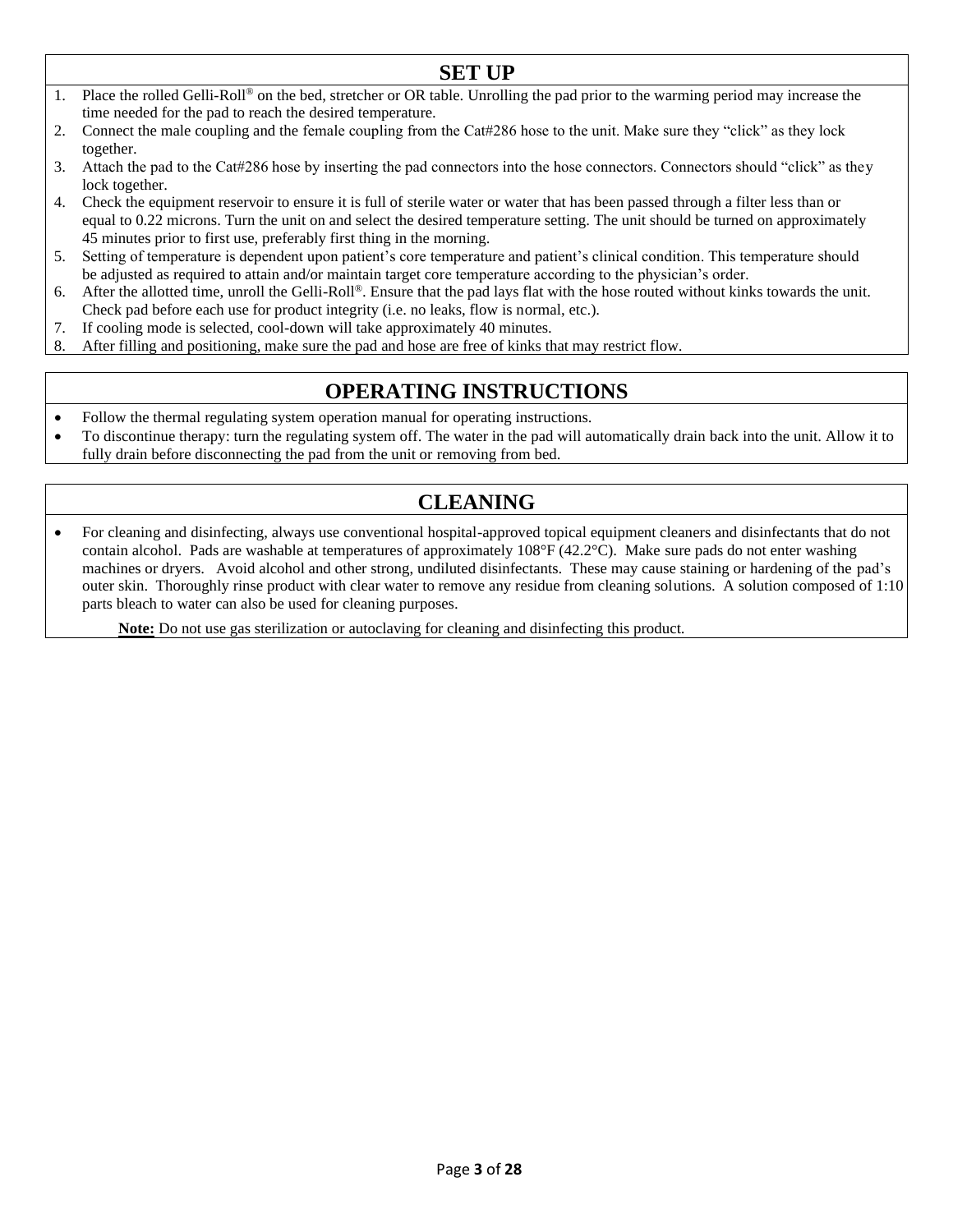## SET UP

1. Place the rolled Gelli-Roll® on the bed, stretcher or OR table. Unrolling the pad prior to the warming period may increase the time needed for the pad to reach the desired temperature.
2. Connect the male coupling and the female coupling from the Cat#286 hose to the unit. Make sure they "click" as they lock together.
3. Attach the pad to the Cat#286 hose by inserting the pad connectors into the hose connectors. Connectors should "click" as they lock together.
4. Check the equipment reservoir to ensure it is full of sterile water or water that has been passed through a filter less than or equal to 0.22 microns. Turn the unit on and select the desired temperature setting. The unit should be turned on approximately 45 minutes prior to first use, preferably first thing in the morning.
5. Setting of temperature is dependent upon patient's core temperature and patient's clinical condition. This temperature should be adjusted as required to attain and/or maintain target core temperature according to the physician's order.
6. After the allotted time, unroll the Gelli-Roll®. Ensure that the pad lays flat with the hose routed without kinks towards the unit. Check pad before each use for product integrity (i.e. no leaks, flow is normal, etc.).
7. If cooling mode is selected, cool-down will take approximately 40 minutes.
8. After filling and positioning, make sure the pad and hose are free of kinks that may restrict flow.

## OPERATING INSTRUCTIONS

- Follow the thermal regulating system operation manual for operating instructions.
- To discontinue therapy: turn the regulating system off. The water in the pad will automatically drain back into the unit. Allow it to fully drain before disconnecting the pad from the unit or removing from bed.

## CLEANING

- For cleaning and disinfecting, always use conventional hospital-approved topical equipment cleaners and disinfectants that do not contain alcohol. Pads are washable at temperatures of approximately 108°F (42.2°C). Make sure pads do not enter washing machines or dryers. Avoid alcohol and other strong, undiluted disinfectants. These may cause staining or hardening of the pad's outer skin. Thoroughly rinse product with clear water to remove any residue from cleaning solutions. A solution composed of 1:10 parts bleach to water can also be used for cleaning purposes.

  **Note:** Do not use gas sterilization or autoclaving for cleaning and disinfecting this product.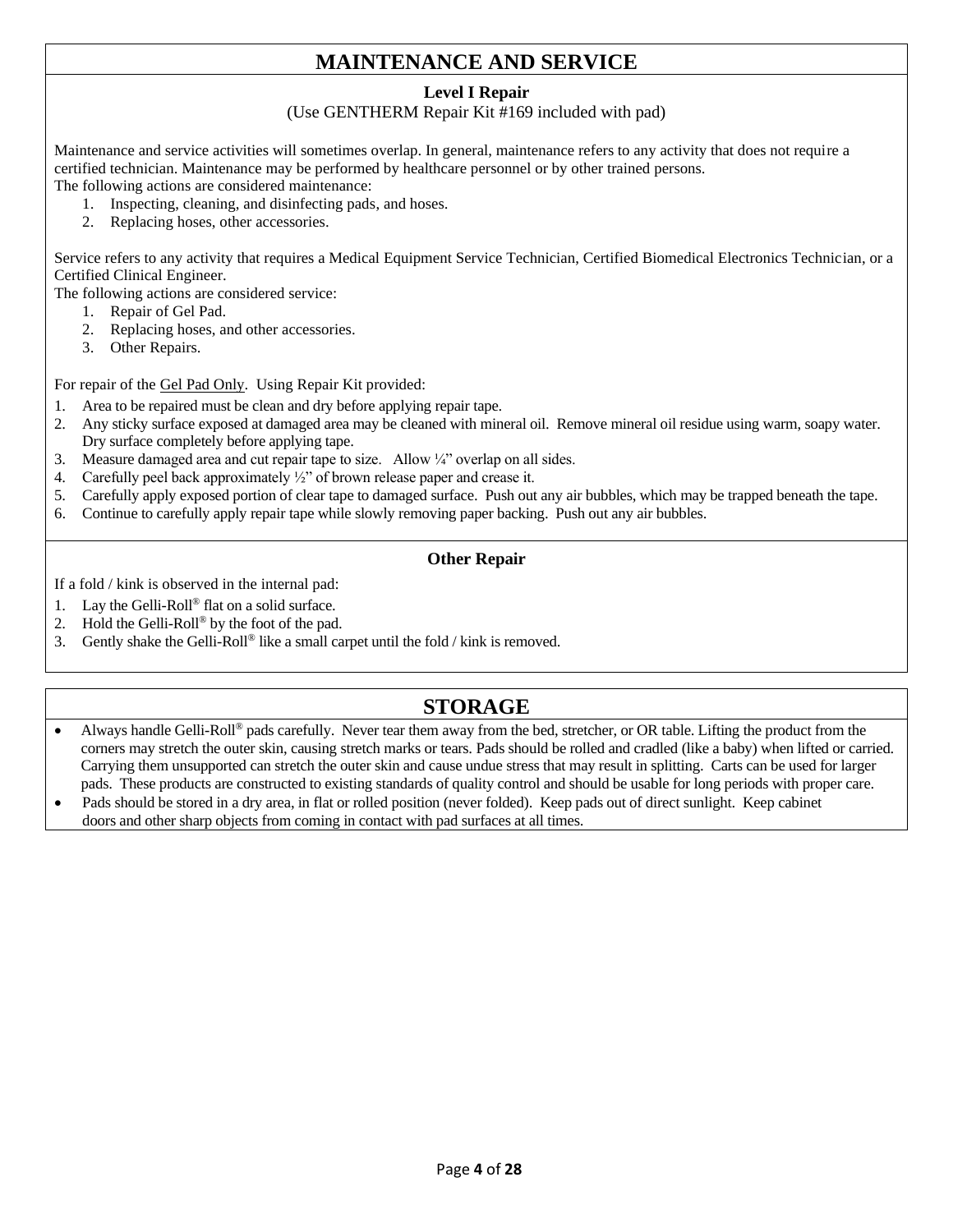# MAINTENANCE AND SERVICE

### Level I Repair

(Use GENTHERM Repair Kit #169 included with pad)

Maintenance and service activities will sometimes overlap. In general, maintenance refers to any activity that does not require a certified technician. Maintenance may be performed by healthcare personnel or by other trained persons.
The following actions are considered maintenance:

1. Inspecting, cleaning, and disinfecting pads, and hoses.
2. Replacing hoses, other accessories.

Service refers to any activity that requires a Medical Equipment Service Technician, Certified Biomedical Electronics Technician, or a Certified Clinical Engineer.
The following actions are considered service:

1. Repair of Gel Pad.
2. Replacing hoses, and other accessories.
3. Other Repairs.

For repair of the Gel Pad Only. Using Repair Kit provided:

1. Area to be repaired must be clean and dry before applying repair tape.
2. Any sticky surface exposed at damaged area may be cleaned with mineral oil. Remove mineral oil residue using warm, soapy water. Dry surface completely before applying tape.
3. Measure damaged area and cut repair tape to size. Allow ¼" overlap on all sides.
4. Carefully peel back approximately ½" of brown release paper and crease it.
5. Carefully apply exposed portion of clear tape to damaged surface. Push out any air bubbles, which may be trapped beneath the tape.
6. Continue to carefully apply repair tape while slowly removing paper backing. Push out any air bubbles.

### Other Repair

If a fold / kink is observed in the internal pad:

1. Lay the Gelli-Roll® flat on a solid surface.
2. Hold the Gelli-Roll® by the foot of the pad.
3. Gently shake the Gelli-Roll® like a small carpet until the fold / kink is removed.

# STORAGE

- Always handle Gelli-Roll® pads carefully. Never tear them away from the bed, stretcher, or OR table. Lifting the product from the corners may stretch the outer skin, causing stretch marks or tears. Pads should be rolled and cradled (like a baby) when lifted or carried. Carrying them unsupported can stretch the outer skin and cause undue stress that may result in splitting. Carts can be used for larger pads. These products are constructed to existing standards of quality control and should be usable for long periods with proper care.
- Pads should be stored in a dry area, in flat or rolled position (never folded). Keep pads out of direct sunlight. Keep cabinet doors and other sharp objects from coming in contact with pad surfaces at all times.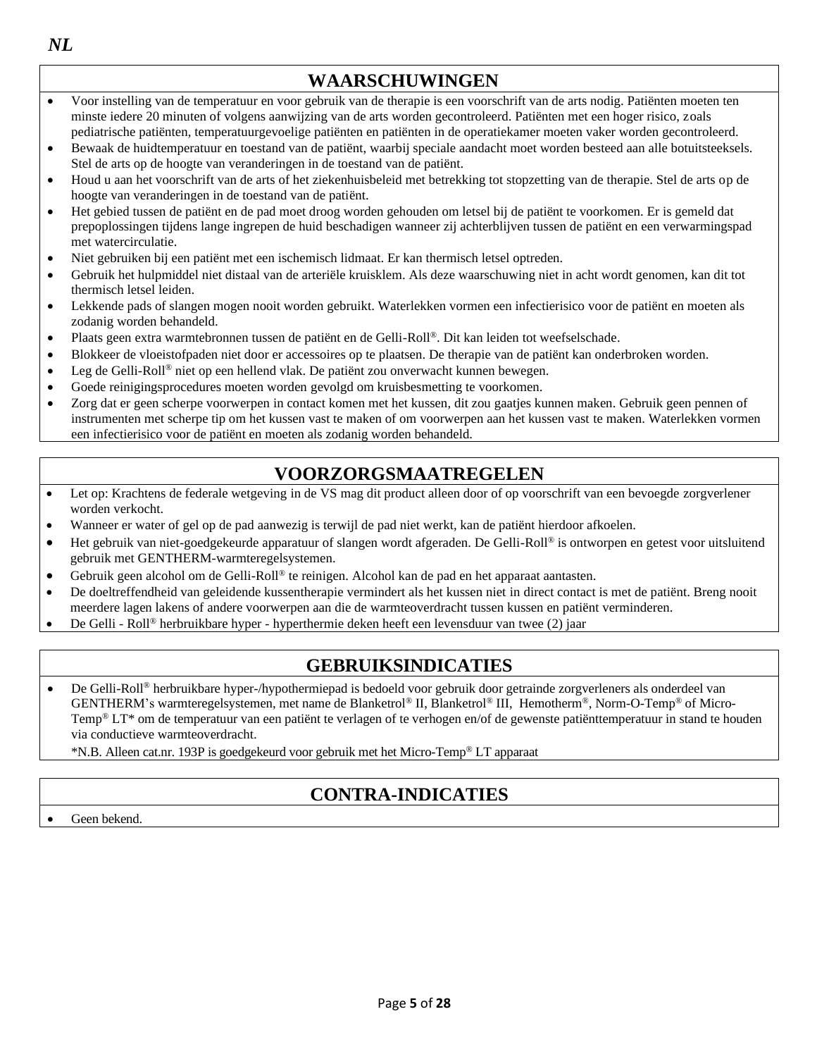*NL*

## WAARSCHUWINGEN

- Voor instelling van de temperatuur en voor gebruik van de therapie is een voorschrift van de arts nodig. Patiënten moeten ten minste iedere 20 minuten of volgens aanwijzing van de arts worden gecontroleerd. Patiënten met een hoger risico, zoals pediatrische patiënten, temperatuurgevoelige patiënten en patiënten in de operatiekamer moeten vaker worden gecontroleerd.
- Bewaak de huidtemperatuur en toestand van de patiënt, waarbij speciale aandacht moet worden besteed aan alle botuitsteeksels. Stel de arts op de hoogte van veranderingen in de toestand van de patiënt.
- Houd u aan het voorschrift van de arts of het ziekenhuisbeleid met betrekking tot stopzetting van de therapie. Stel de arts op de hoogte van veranderingen in de toestand van de patiënt.
- Het gebied tussen de patiënt en de pad moet droog worden gehouden om letsel bij de patiënt te voorkomen. Er is gemeld dat prepoplossingen tijdens lange ingrepen de huid beschadigen wanneer zij achterblijven tussen de patiënt en een verwarmingspad met watercirculatie.
- Niet gebruiken bij een patiënt met een ischemisch lidmaat. Er kan thermisch letsel optreden.
- Gebruik het hulpmiddel niet distaal van de arteriële kruisklem. Als deze waarschuwing niet in acht wordt genomen, kan dit tot thermisch letsel leiden.
- Lekkende pads of slangen mogen nooit worden gebruikt. Waterlekken vormen een infectierisico voor de patiënt en moeten als zodanig worden behandeld.
- Plaats geen extra warmtebronnen tussen de patiënt en de Gelli-Roll®. Dit kan leiden tot weefselschade.
- Blokkeer de vloeistofpaden niet door er accessoires op te plaatsen. De therapie van de patiënt kan onderbroken worden.
- Leg de Gelli-Roll® niet op een hellend vlak. De patiënt zou onverwacht kunnen bewegen.
- Goede reinigingsprocedures moeten worden gevolgd om kruisbesmetting te voorkomen.
- Zorg dat er geen scherpe voorwerpen in contact komen met het kussen, dit zou gaatjes kunnen maken. Gebruik geen pennen of instrumenten met scherpe tip om het kussen vast te maken of om voorwerpen aan het kussen vast te maken. Waterlekken vormen een infectierisico voor de patiënt en moeten als zodanig worden behandeld.

## VOORZORGSMAATREGELEN

- Let op: Krachtens de federale wetgeving in de VS mag dit product alleen door of op voorschrift van een bevoegde zorgverlener worden verkocht.
- Wanneer er water of gel op de pad aanwezig is terwijl de pad niet werkt, kan de patiënt hierdoor afkoelen.
- Het gebruik van niet-goedgekeurde apparatuur of slangen wordt afgeraden. De Gelli-Roll® is ontworpen en getest voor uitsluitend gebruik met GENTHERM-warmteregelsystemen.
- Gebruik geen alcohol om de Gelli-Roll® te reinigen. Alcohol kan de pad en het apparaat aantasten.
- De doeltreffendheid van geleidende kussentherapie vermindert als het kussen niet in direct contact is met de patiënt. Breng nooit meerdere lagen lakens of andere voorwerpen aan die de warmteoverdracht tussen kussen en patiënt verminderen.
- De Gelli - Roll® herbruikbare hyper - hyperthermie deken heeft een levensduur van twee (2) jaar

## GEBRUIKSINDICATIES

- De Gelli-Roll® herbruikbare hyper-/hypothermiepad is bedoeld voor gebruik door getrainde zorgverleners als onderdeel van GENTHERM's warmteregelsystemen, met name de Blanketrol® II, Blanketrol® III, Hemotherm®, Norm-O-Temp® of Micro-Temp® LT* om de temperatuur van een patiënt te verlagen of te verhogen en/of de gewenste patiënttemperatuur in stand te houden via conductieve warmteoverdracht.

  *N.B. Alleen cat.nr. 193P is goedgekeurd voor gebruik met het Micro-Temp® LT apparaat

## CONTRA-INDICATIES

- Geen bekend.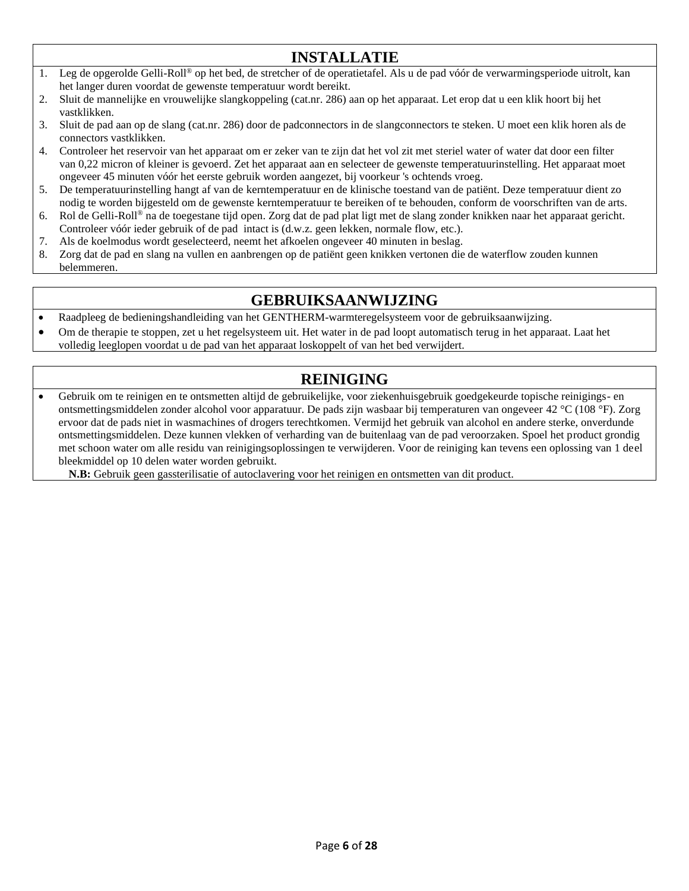## INSTALLATIE

1. Leg de opgerolde Gelli-Roll® op het bed, de stretcher of de operatietafel. Als u de pad vóór de verwarmingsperiode uitrolt, kan het langer duren voordat de gewenste temperatuur wordt bereikt.
2. Sluit de mannelijke en vrouwelijke slangkoppeling (cat.nr. 286) aan op het apparaat. Let erop dat u een klik hoort bij het vastklikken.
3. Sluit de pad aan op de slang (cat.nr. 286) door de padconnectors in de slangconnectors te steken. U moet een klik horen als de connectors vastklikken.
4. Controleer het reservoir van het apparaat om er zeker van te zijn dat het vol zit met steriel water of water dat door een filter van 0,22 micron of kleiner is gevoerd. Zet het apparaat aan en selecteer de gewenste temperatuurinstelling. Het apparaat moet ongeveer 45 minuten vóór het eerste gebruik worden aangezet, bij voorkeur 's ochtends vroeg.
5. De temperatuurinstelling hangt af van de kerntemperatuur en de klinische toestand van de patiënt. Deze temperatuur dient zo nodig te worden bijgesteld om de gewenste kerntemperatuur te bereiken of te behouden, conform de voorschriften van de arts.
6. Rol de Gelli-Roll® na de toegestane tijd open. Zorg dat de pad plat ligt met de slang zonder knikken naar het apparaat gericht. Controleer vóór ieder gebruik of de pad intact is (d.w.z. geen lekken, normale flow, etc.).
7. Als de koelmodus wordt geselecteerd, neemt het afkoelen ongeveer 40 minuten in beslag.
8. Zorg dat de pad en slang na vullen en aanbrengen op de patiënt geen knikken vertonen die de waterflow zouden kunnen belemmeren.

## GEBRUIKSAANWIJZING

- Raadpleeg de bedieningshandleiding van het GENTHERM-warmteregelsysteem voor de gebruiksaanwijzing.
- Om de therapie te stoppen, zet u het regelsysteem uit. Het water in de pad loopt automatisch terug in het apparaat. Laat het volledig leeglopen voordat u de pad van het apparaat loskoppelt of van het bed verwijdert.

## REINIGING

- Gebruik om te reinigen en te ontsmetten altijd de gebruikelijke, voor ziekenhuisgebruik goedgekeurde topische reinigings- en ontsmettingsmiddelen zonder alcohol voor apparatuur. De pads zijn wasbaar bij temperaturen van ongeveer 42 °C (108 °F). Zorg ervoor dat de pads niet in wasmachines of drogers terechtkomen. Vermijd het gebruik van alcohol en andere sterke, onverdunde ontsmettingsmiddelen. Deze kunnen vlekken of verharding van de buitenlaag van de pad veroorzaken. Spoel het product grondig met schoon water om alle residu van reinigingsoplossingen te verwijderen. Voor de reiniging kan tevens een oplossing van 1 deel bleekmiddel op 10 delen water worden gebruikt.

  **N.B:** Gebruik geen gassterilisatie of autoclavering voor het reinigen en ontsmetten van dit product.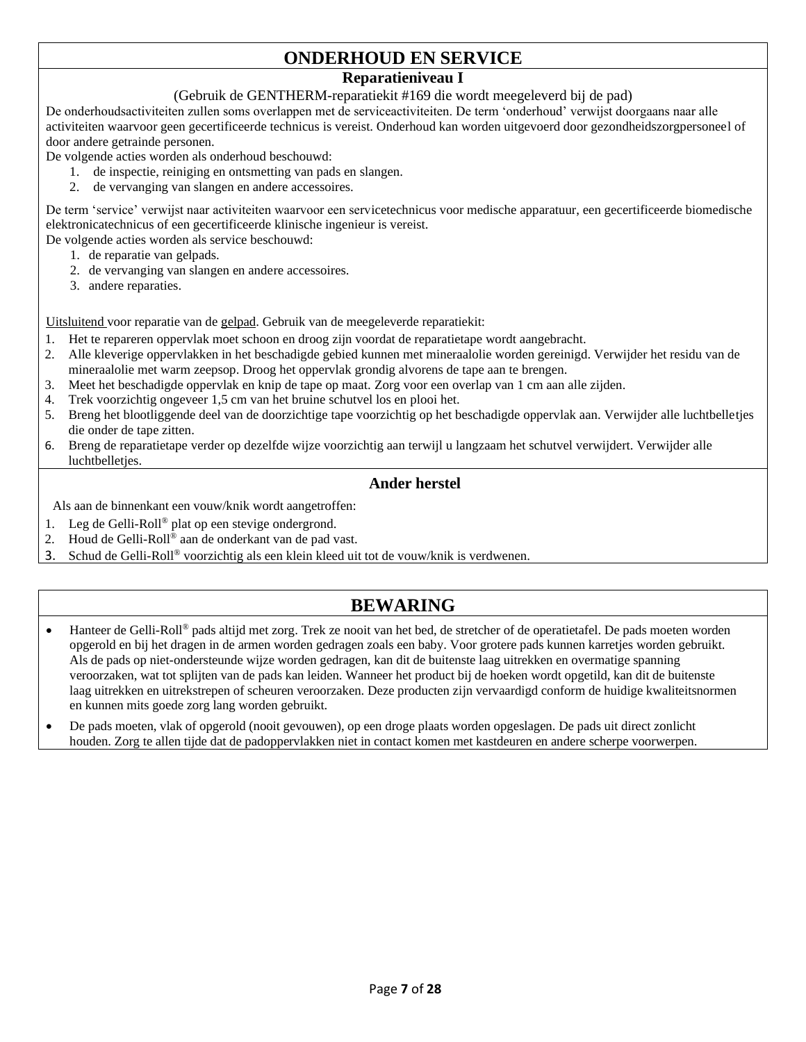# ONDERHOUD EN SERVICE

## Reparatieniveau I

(Gebruik de GENTHERM-reparatiekit #169 die wordt meegeleverd bij de pad)

De onderhoudsactiviteiten zullen soms overlappen met de serviceactiviteiten. De term 'onderhoud' verwijst doorgaans naar alle activiteiten waarvoor geen gecertificeerde technicus is vereist. Onderhoud kan worden uitgevoerd door gezondheidszorgpersoneel of door andere getrainde personen.

De volgende acties worden als onderhoud beschouwd:

1. de inspectie, reiniging en ontsmetting van pads en slangen.
2. de vervanging van slangen en andere accessoires.

De term 'service' verwijst naar activiteiten waarvoor een servicetechnicus voor medische apparatuur, een gecertificeerde biomedische elektronicatechnicus of een gecertificeerde klinische ingenieur is vereist.

De volgende acties worden als service beschouwd:

1. de reparatie van gelpads.
2. de vervanging van slangen en andere accessoires.
3. andere reparaties.

<u>Uitsluitend</u> voor reparatie van de <u>gelpad</u>. Gebruik van de meegeleverde reparatiekit:

1. Het te repareren oppervlak moet schoon en droog zijn voordat de reparatietape wordt aangebracht.
2. Alle kleverige oppervlakken in het beschadigde gebied kunnen met mineraalolie worden gereinigd. Verwijder het residu van de mineraalolie met warm zeepsop. Droog het oppervlak grondig alvorens de tape aan te brengen.
3. Meet het beschadigde oppervlak en knip de tape op maat. Zorg voor een overlap van 1 cm aan alle zijden.
4. Trek voorzichtig ongeveer 1,5 cm van het bruine schutvel los en plooi het.
5. Breng het blootliggende deel van de doorzichtige tape voorzichtig op het beschadigde oppervlak aan. Verwijder alle luchtbelletjes die onder de tape zitten.
6. Breng de reparatietape verder op dezelfde wijze voorzichtig aan terwijl u langzaam het schutvel verwijdert. Verwijder alle luchtbelletjes.

## Ander herstel

Als aan de binnenkant een vouw/knik wordt aangetroffen:

1. Leg de Gelli-Roll® plat op een stevige ondergrond.
2. Houd de Gelli-Roll® aan de onderkant van de pad vast.
3. Schud de Gelli-Roll® voorzichtig als een klein kleed uit tot de vouw/knik is verdwenen.

# BEWARING

- Hanteer de Gelli-Roll® pads altijd met zorg. Trek ze nooit van het bed, de stretcher of de operatietafel. De pads moeten worden opgerold en bij het dragen in de armen worden gedragen zoals een baby. Voor grotere pads kunnen karretjes worden gebruikt. Als de pads op niet-ondersteunde wijze worden gedragen, kan dit de buitenste laag uitrekken en overmatige spanning veroorzaken, wat tot splijten van de pads kan leiden. Wanneer het product bij de hoeken wordt opgetild, kan dit de buitenste laag uitrekken en uitrekstrepen of scheuren veroorzaken. Deze producten zijn vervaardigd conform de huidige kwaliteitsnormen en kunnen mits goede zorg lang worden gebruikt.
- De pads moeten, vlak of opgerold (nooit gevouwen), op een droge plaats worden opgeslagen. De pads uit direct zonlicht houden. Zorg te allen tijde dat de padoppervlakken niet in contact komen met kastdeuren en andere scherpe voorwerpen.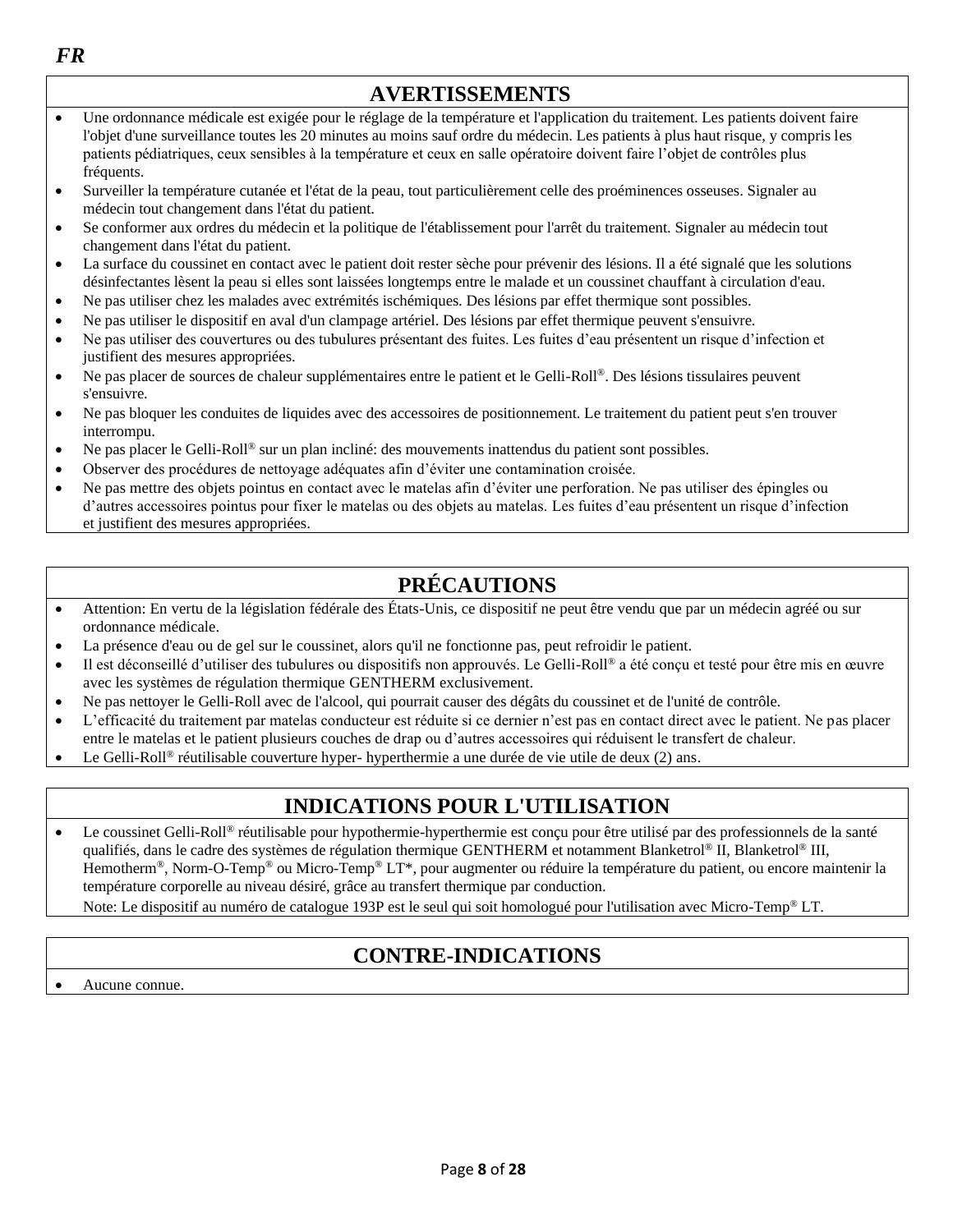*FR*

## AVERTISSEMENTS

- Une ordonnance médicale est exigée pour le réglage de la température et l'application du traitement. Les patients doivent faire l'objet d'une surveillance toutes les 20 minutes au moins sauf ordre du médecin. Les patients à plus haut risque, y compris les patients pédiatriques, ceux sensibles à la température et ceux en salle opératoire doivent faire l'objet de contrôles plus fréquents.
- Surveiller la température cutanée et l'état de la peau, tout particulièrement celle des proéminences osseuses. Signaler au médecin tout changement dans l'état du patient.
- Se conformer aux ordres du médecin et la politique de l'établissement pour l'arrêt du traitement. Signaler au médecin tout changement dans l'état du patient.
- La surface du coussinet en contact avec le patient doit rester sèche pour prévenir des lésions. Il a été signalé que les solutions désinfectantes lèsent la peau si elles sont laissées longtemps entre le malade et un coussinet chauffant à circulation d'eau.
- Ne pas utiliser chez les malades avec extrémités ischémiques. Des lésions par effet thermique sont possibles.
- Ne pas utiliser le dispositif en aval d'un clampage artériel. Des lésions par effet thermique peuvent s'ensuivre.
- Ne pas utiliser des couvertures ou des tubulures présentant des fuites. Les fuites d'eau présentent un risque d'infection et justifient des mesures appropriées.
- Ne pas placer de sources de chaleur supplémentaires entre le patient et le Gelli-Roll®. Des lésions tissulaires peuvent s'ensuivre.
- Ne pas bloquer les conduites de liquides avec des accessoires de positionnement. Le traitement du patient peut s'en trouver interrompu.
- Ne pas placer le Gelli-Roll® sur un plan incliné: des mouvements inattendus du patient sont possibles.
- Observer des procédures de nettoyage adéquates afin d'éviter une contamination croisée.
- Ne pas mettre des objets pointus en contact avec le matelas afin d'éviter une perforation. Ne pas utiliser des épingles ou d'autres accessoires pointus pour fixer le matelas ou des objets au matelas. Les fuites d'eau présentent un risque d'infection et justifient des mesures appropriées.

## PRÉCAUTIONS

- Attention: En vertu de la législation fédérale des États-Unis, ce dispositif ne peut être vendu que par un médecin agréé ou sur ordonnance médicale.
- La présence d'eau ou de gel sur le coussinet, alors qu'il ne fonctionne pas, peut refroidir le patient.
- Il est déconseillé d'utiliser des tubulures ou dispositifs non approuvés. Le Gelli-Roll® a été conçu et testé pour être mis en œuvre avec les systèmes de régulation thermique GENTHERM exclusivement.
- Ne pas nettoyer le Gelli-Roll avec de l'alcool, qui pourrait causer des dégâts du coussinet et de l'unité de contrôle.
- L'efficacité du traitement par matelas conducteur est réduite si ce dernier n'est pas en contact direct avec le patient. Ne pas placer entre le matelas et le patient plusieurs couches de drap ou d'autres accessoires qui réduisent le transfert de chaleur.
- Le Gelli-Roll® réutilisable couverture hyper- hyperthermie a une durée de vie utile de deux (2) ans.

## INDICATIONS POUR L'UTILISATION

- Le coussinet Gelli-Roll® réutilisable pour hypothermie-hyperthermie est conçu pour être utilisé par des professionnels de la santé qualifiés, dans le cadre des systèmes de régulation thermique GENTHERM et notamment Blanketrol® II, Blanketrol® III, Hemotherm®, Norm-O-Temp® ou Micro-Temp® LT*, pour augmenter ou réduire la température du patient, ou encore maintenir la température corporelle au niveau désiré, grâce au transfert thermique par conduction.

  Note: Le dispositif au numéro de catalogue 193P est le seul qui soit homologué pour l'utilisation avec Micro-Temp® LT.

## CONTRE-INDICATIONS

- Aucune connue.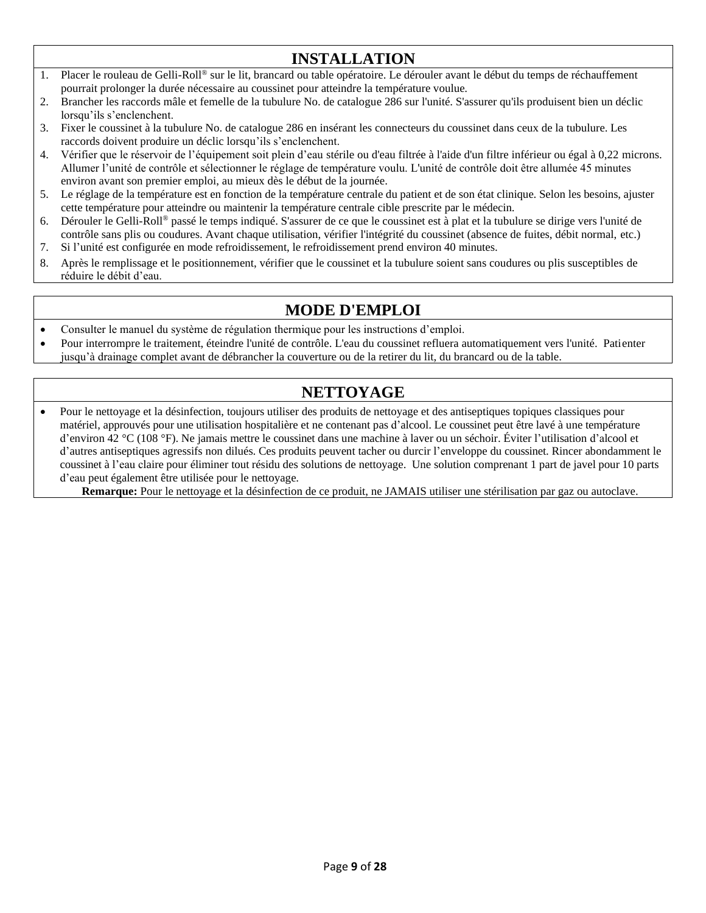## INSTALLATION

1. Placer le rouleau de Gelli-Roll® sur le lit, brancard ou table opératoire. Le dérouler avant le début du temps de réchauffement pourrait prolonger la durée nécessaire au coussinet pour atteindre la température voulue.
2. Brancher les raccords mâle et femelle de la tubulure No. de catalogue 286 sur l'unité. S'assurer qu'ils produisent bien un déclic lorsqu'ils s'enclenchent.
3. Fixer le coussinet à la tubulure No. de catalogue 286 en insérant les connecteurs du coussinet dans ceux de la tubulure. Les raccords doivent produire un déclic lorsqu'ils s'enclenchent.
4. Vérifier que le réservoir de l'équipement soit plein d'eau stérile ou d'eau filtrée à l'aide d'un filtre inférieur ou égal à 0,22 microns. Allumer l'unité de contrôle et sélectionner le réglage de température voulu. L'unité de contrôle doit être allumée 45 minutes environ avant son premier emploi, au mieux dès le début de la journée.
5. Le réglage de la température est en fonction de la température centrale du patient et de son état clinique. Selon les besoins, ajuster cette température pour atteindre ou maintenir la température centrale cible prescrite par le médecin.
6. Dérouler le Gelli-Roll® passé le temps indiqué. S'assurer de ce que le coussinet est à plat et la tubulure se dirige vers l'unité de contrôle sans plis ou coudures. Avant chaque utilisation, vérifier l'intégrité du coussinet (absence de fuites, débit normal, etc.)
7. Si l'unité est configurée en mode refroidissement, le refroidissement prend environ 40 minutes.
8. Après le remplissage et le positionnement, vérifier que le coussinet et la tubulure soient sans coudures ou plis susceptibles de réduire le débit d'eau.

## MODE D'EMPLOI

- Consulter le manuel du système de régulation thermique pour les instructions d'emploi.
- Pour interrompre le traitement, éteindre l'unité de contrôle. L'eau du coussinet refluera automatiquement vers l'unité. Patienter jusqu'à drainage complet avant de débrancher la couverture ou de la retirer du lit, du brancard ou de la table.

## NETTOYAGE

- Pour le nettoyage et la désinfection, toujours utiliser des produits de nettoyage et des antiseptiques topiques classiques pour matériel, approuvés pour une utilisation hospitalière et ne contenant pas d'alcool. Le coussinet peut être lavé à une température d'environ 42 °C (108 °F). Ne jamais mettre le coussinet dans une machine à laver ou un séchoir. Éviter l'utilisation d'alcool et d'autres antiseptiques agressifs non dilués. Ces produits peuvent tacher ou durcir l'enveloppe du coussinet. Rincer abondamment le coussinet à l'eau claire pour éliminer tout résidu des solutions de nettoyage. Une solution comprenant 1 part de javel pour 10 parts d'eau peut également être utilisée pour le nettoyage.

  **Remarque:** Pour le nettoyage et la désinfection de ce produit, ne JAMAIS utiliser une stérilisation par gaz ou autoclave.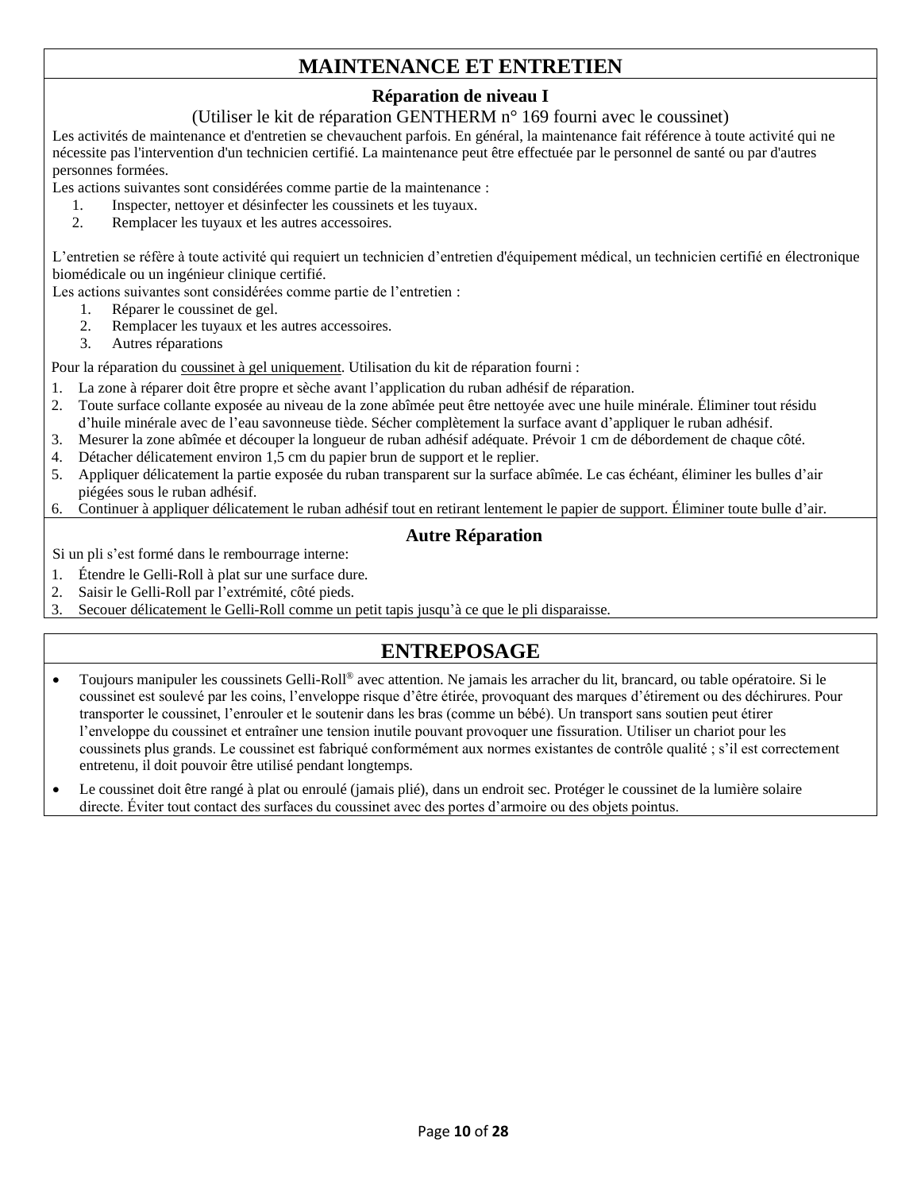## MAINTENANCE ET ENTRETIEN

### Réparation de niveau I

(Utiliser le kit de réparation GENTHERM n° 169 fourni avec le coussinet)

Les activités de maintenance et d'entretien se chevauchent parfois. En général, la maintenance fait référence à toute activité qui ne nécessite pas l'intervention d'un technicien certifié. La maintenance peut être effectuée par le personnel de santé ou par d'autres personnes formées.

Les actions suivantes sont considérées comme partie de la maintenance :

1. Inspecter, nettoyer et désinfecter les coussinets et les tuyaux.
2. Remplacer les tuyaux et les autres accessoires.

L'entretien se réfère à toute activité qui requiert un technicien d'entretien d'équipement médical, un technicien certifié en électronique biomédicale ou un ingénieur clinique certifié.

Les actions suivantes sont considérées comme partie de l'entretien :

1. Réparer le coussinet de gel.
2. Remplacer les tuyaux et les autres accessoires.
3. Autres réparations

Pour la réparation du coussinet à gel uniquement. Utilisation du kit de réparation fourni :

1. La zone à réparer doit être propre et sèche avant l'application du ruban adhésif de réparation.
2. Toute surface collante exposée au niveau de la zone abîmée peut être nettoyée avec une huile minérale. Éliminer tout résidu d'huile minérale avec de l'eau savonneuse tiède. Sécher complètement la surface avant d'appliquer le ruban adhésif.
3. Mesurer la zone abîmée et découper la longueur de ruban adhésif adéquate. Prévoir 1 cm de débordement de chaque côté.
4. Détacher délicatement environ 1,5 cm du papier brun de support et le replier.
5. Appliquer délicatement la partie exposée du ruban transparent sur la surface abîmée. Le cas échéant, éliminer les bulles d'air piégées sous le ruban adhésif.
6. Continuer à appliquer délicatement le ruban adhésif tout en retirant lentement le papier de support. Éliminer toute bulle d'air.

### Autre Réparation

Si un pli s'est formé dans le rembourrage interne:

1. Étendre le Gelli-Roll à plat sur une surface dure.
2. Saisir le Gelli-Roll par l'extrémité, côté pieds.
3. Secouer délicatement le Gelli-Roll comme un petit tapis jusqu'à ce que le pli disparaisse.

## ENTREPOSAGE

- Toujours manipuler les coussinets Gelli-Roll® avec attention. Ne jamais les arracher du lit, brancard, ou table opératoire. Si le coussinet est soulevé par les coins, l'enveloppe risque d'être étirée, provoquant des marques d'étirement ou des déchirures. Pour transporter le coussinet, l'enrouler et le soutenir dans les bras (comme un bébé). Un transport sans soutien peut étirer l'enveloppe du coussinet et entraîner une tension inutile pouvant provoquer une fissuration. Utiliser un chariot pour les coussinets plus grands. Le coussinet est fabriqué conformément aux normes existantes de contrôle qualité ; s'il est correctement entretenu, il doit pouvoir être utilisé pendant longtemps.
- Le coussinet doit être rangé à plat ou enroulé (jamais plié), dans un endroit sec. Protéger le coussinet de la lumière solaire directe. Éviter tout contact des surfaces du coussinet avec des portes d'armoire ou des objets pointus.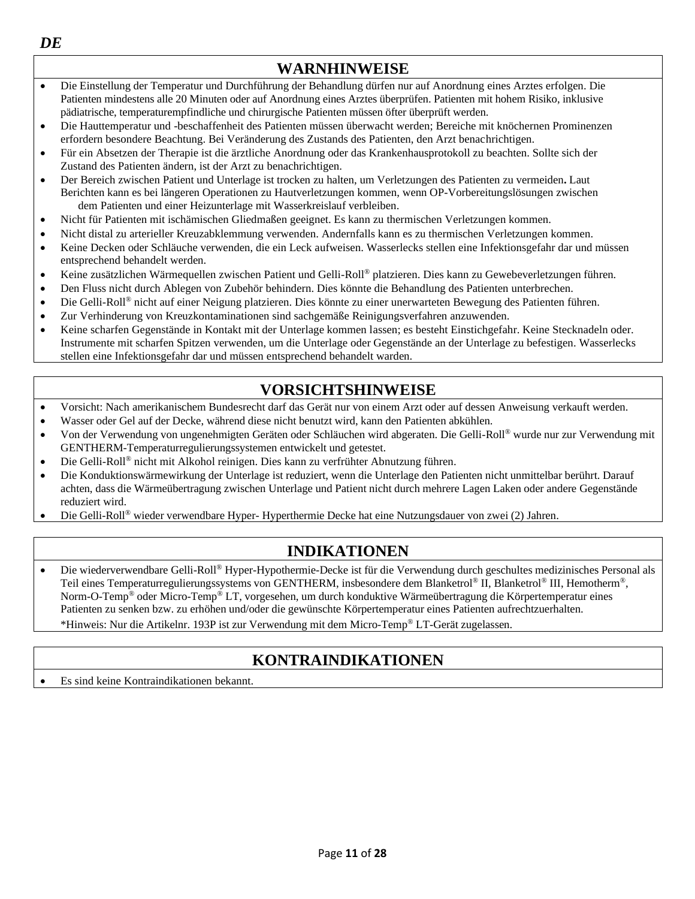*DE*

## WARNHINWEISE

- Die Einstellung der Temperatur und Durchführung der Behandlung dürfen nur auf Anordnung eines Arztes erfolgen. Die Patienten mindestens alle 20 Minuten oder auf Anordnung eines Arztes überprüfen. Patienten mit hohem Risiko, inklusive pädiatrische, temperaturempfindliche und chirurgische Patienten müssen öfter überprüft werden.
- Die Hauttemperatur und -beschaffenheit des Patienten müssen überwacht werden; Bereiche mit knöchernen Prominenzen erfordern besondere Beachtung. Bei Veränderung des Zustands des Patienten, den Arzt benachrichtigen.
- Für ein Absetzen der Therapie ist die ärztliche Anordnung oder das Krankenhausprotokoll zu beachten. Sollte sich der Zustand des Patienten ändern, ist der Arzt zu benachrichtigen.
- Der Bereich zwischen Patient und Unterlage ist trocken zu halten, um Verletzungen des Patienten zu vermeiden**.** Laut Berichten kann es bei längeren Operationen zu Hautverletzungen kommen, wenn OP-Vorbereitungslösungen zwischen dem Patienten und einer Heizunterlage mit Wasserkreislauf verbleiben.
- Nicht für Patienten mit ischämischen Gliedmaßen geeignet. Es kann zu thermischen Verletzungen kommen.
- Nicht distal zu arterieller Kreuzabklemmung verwenden. Andernfalls kann es zu thermischen Verletzungen kommen.
- Keine Decken oder Schläuche verwenden, die ein Leck aufweisen. Wasserlecks stellen eine Infektionsgefahr dar und müssen entsprechend behandelt werden.
- Keine zusätzlichen Wärmequellen zwischen Patient und Gelli-Roll® platzieren. Dies kann zu Gewebeverletzungen führen.
- Den Fluss nicht durch Ablegen von Zubehör behindern. Dies könnte die Behandlung des Patienten unterbrechen.
- Die Gelli-Roll® nicht auf einer Neigung platzieren. Dies könnte zu einer unerwarteten Bewegung des Patienten führen.
- Zur Verhinderung von Kreuzkontaminationen sind sachgemäße Reinigungsverfahren anzuwenden.
- Keine scharfen Gegenstände in Kontakt mit der Unterlage kommen lassen; es besteht Einstichgefahr. Keine Stecknadeln oder. Instrumente mit scharfen Spitzen verwenden, um die Unterlage oder Gegenstände an der Unterlage zu befestigen. Wasserlecks stellen eine Infektionsgefahr dar und müssen entsprechend behandelt warden.

## VORSICHTSHINWEISE

- Vorsicht: Nach amerikanischem Bundesrecht darf das Gerät nur von einem Arzt oder auf dessen Anweisung verkauft werden.
- Wasser oder Gel auf der Decke, während diese nicht benutzt wird, kann den Patienten abkühlen.
- Von der Verwendung von ungenehmigten Geräten oder Schläuchen wird abgeraten. Die Gelli-Roll® wurde nur zur Verwendung mit GENTHERM-Temperaturregulierungssystemen entwickelt und getestet.
- Die Gelli-Roll® nicht mit Alkohol reinigen. Dies kann zu verfrühter Abnutzung führen.
- Die Konduktionswärmewirkung der Unterlage ist reduziert, wenn die Unterlage den Patienten nicht unmittelbar berührt. Darauf achten, dass die Wärmeübertragung zwischen Unterlage und Patient nicht durch mehrere Lagen Laken oder andere Gegenstände reduziert wird.
- Die Gelli-Roll® wieder verwendbare Hyper- Hyperthermie Decke hat eine Nutzungsdauer von zwei (2) Jahren.

## INDIKATIONEN

- Die wiederverwendbare Gelli-Roll® Hyper-Hypothermie-Decke ist für die Verwendung durch geschultes medizinisches Personal als Teil eines Temperaturregulierungssystems von GENTHERM, insbesondere dem Blanketrol® II, Blanketrol® III, Hemotherm®, Norm-O-Temp® oder Micro-Temp® LT, vorgesehen, um durch konduktive Wärmeübertragung die Körpertemperatur eines Patienten zu senken bzw. zu erhöhen und/oder die gewünschte Körpertemperatur eines Patienten aufrechtzuerhalten.

  *Hinweis: Nur die Artikelnr. 193P ist zur Verwendung mit dem Micro-Temp® LT-Gerät zugelassen.

## KONTRAINDIKATIONEN

- Es sind keine Kontraindikationen bekannt.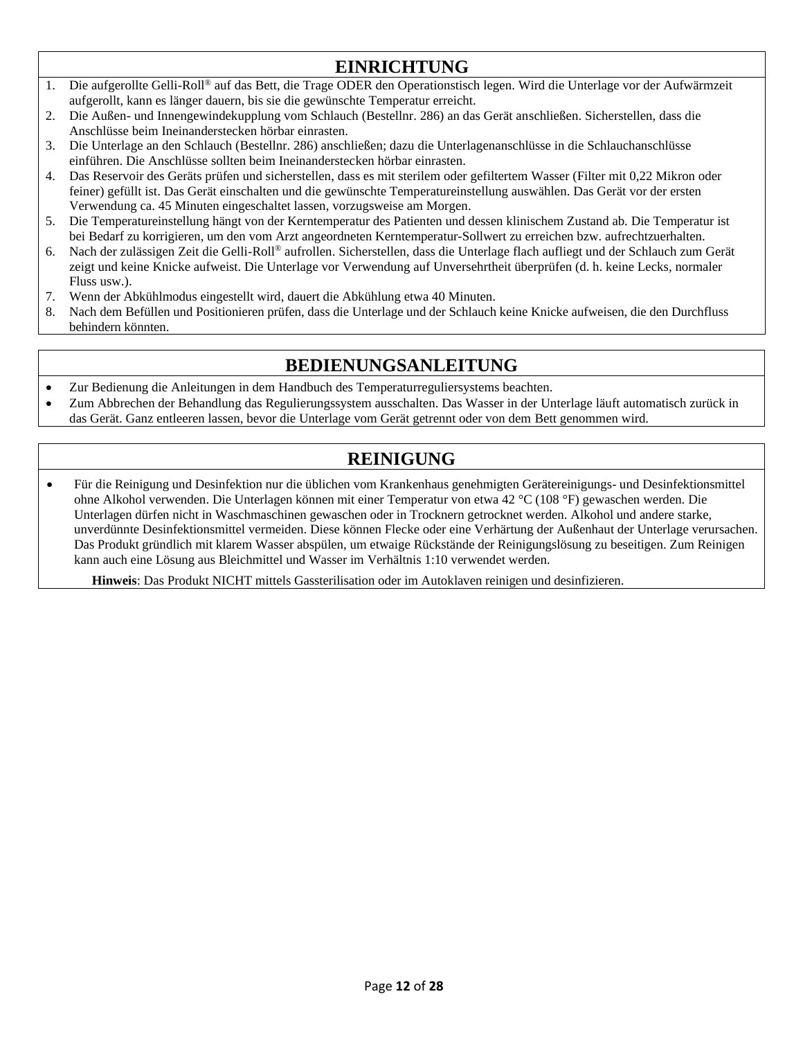## EINRICHTUNG

1. Die aufgerollte Gelli-Roll® auf das Bett, die Trage ODER den Operationstisch legen. Wird die Unterlage vor der Aufwärmzeit aufgerollt, kann es länger dauern, bis sie die gewünschte Temperatur erreicht.
2. Die Außen- und Innengewindekupplung vom Schlauch (Bestellnr. 286) an das Gerät anschließen. Sicherstellen, dass die Anschlüsse beim Ineinanderstecken hörbar einrasten.
3. Die Unterlage an den Schlauch (Bestellnr. 286) anschließen; dazu die Unterlagenanschlüsse in die Schlauchanschlüsse einführen. Die Anschlüsse sollten beim Ineinanderstecken hörbar einrasten.
4. Das Reservoir des Geräts prüfen und sicherstellen, dass es mit sterilem oder gefiltertem Wasser (Filter mit 0,22 Mikron oder feiner) gefüllt ist. Das Gerät einschalten und die gewünschte Temperatureinstellung auswählen. Das Gerät vor der ersten Verwendung ca. 45 Minuten eingeschaltet lassen, vorzugsweise am Morgen.
5. Die Temperatureinstellung hängt von der Kerntemperatur des Patienten und dessen klinischem Zustand ab. Die Temperatur ist bei Bedarf zu korrigieren, um den vom Arzt angeordneten Kerntemperatur-Sollwert zu erreichen bzw. aufrechtzuerhalten.
6. Nach der zulässigen Zeit die Gelli-Roll® aufrollen. Sicherstellen, dass die Unterlage flach aufliegt und der Schlauch zum Gerät zeigt und keine Knicke aufweist. Die Unterlage vor Verwendung auf Unversehrtheit überprüfen (d. h. keine Lecks, normaler Fluss usw.).
7. Wenn der Abkühlmodus eingestellt wird, dauert die Abkühlung etwa 40 Minuten.
8. Nach dem Befüllen und Positionieren prüfen, dass die Unterlage und der Schlauch keine Knicke aufweisen, die den Durchfluss behindern könnten.

## BEDIENUNGSANLEITUNG

- Zur Bedienung die Anleitungen in dem Handbuch des Temperaturreguliersystems beachten.
- Zum Abbrechen der Behandlung das Regulierungssystem ausschalten. Das Wasser in der Unterlage läuft automatisch zurück in das Gerät. Ganz entleeren lassen, bevor die Unterlage vom Gerät getrennt oder von dem Bett genommen wird.

## REINIGUNG

- Für die Reinigung und Desinfektion nur die üblichen vom Krankenhaus genehmigten Gerätereinigungs- und Desinfektionsmittel ohne Alkohol verwenden. Die Unterlagen können mit einer Temperatur von etwa 42 °C (108 °F) gewaschen werden. Die Unterlagen dürfen nicht in Waschmaschinen gewaschen oder in Trocknern getrocknet werden. Alkohol und andere starke, unverdünnte Desinfektionsmittel vermeiden. Diese können Flecke oder eine Verhärtung der Außenhaut der Unterlage verursachen. Das Produkt gründlich mit klarem Wasser abspülen, um etwaige Rückstände der Reinigungslösung zu beseitigen. Zum Reinigen kann auch eine Lösung aus Bleichmittel und Wasser im Verhältnis 1:10 verwendet werden.

  **Hinweis**: Das Produkt NICHT mittels Gassterilisation oder im Autoklaven reinigen und desinfizieren.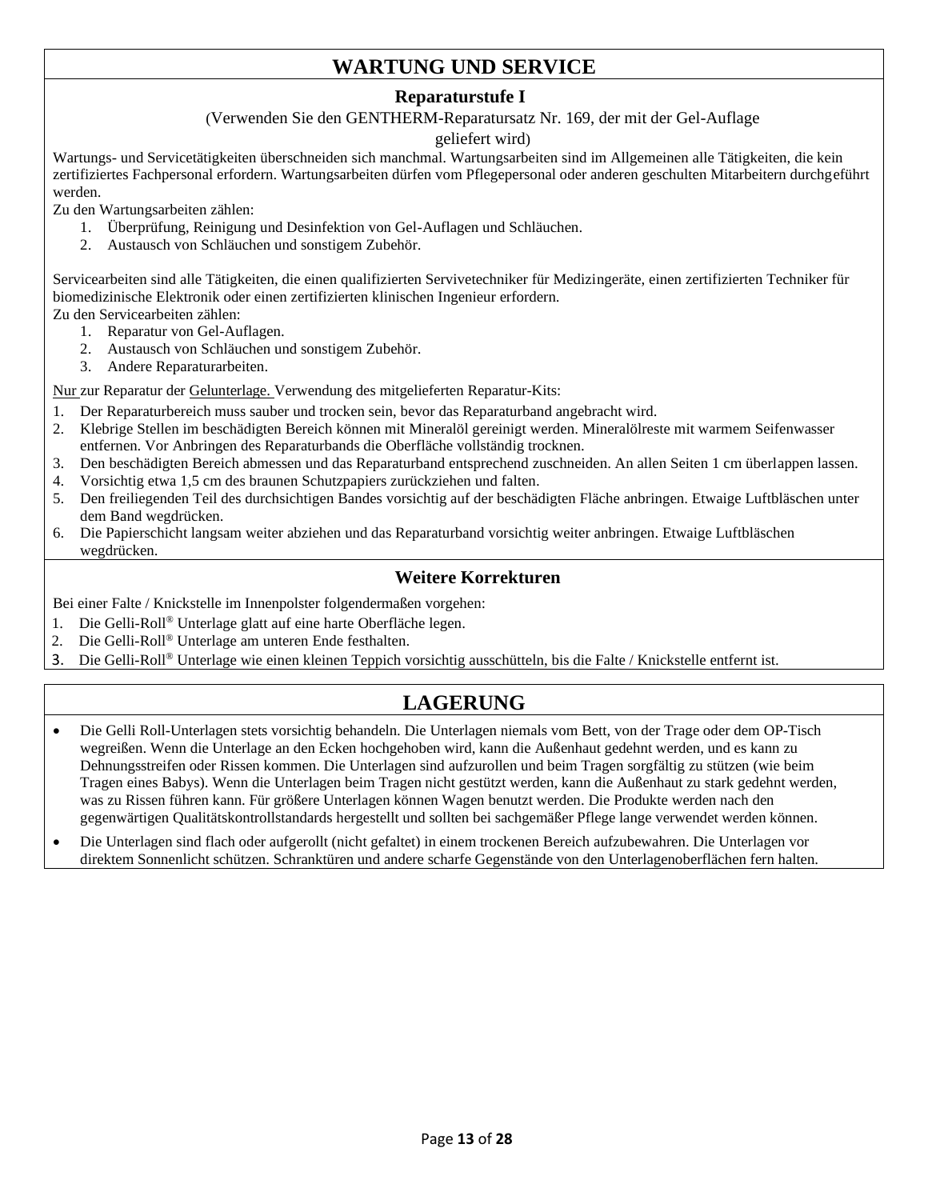# WARTUNG UND SERVICE

## Reparaturstufe I

(Verwenden Sie den GENTHERM-Reparatursatz Nr. 169, der mit der Gel-Auflage geliefert wird)

Wartungs- und Servicetätigkeiten überschneiden sich manchmal. Wartungsarbeiten sind im Allgemeinen alle Tätigkeiten, die kein zertifiziertes Fachpersonal erfordern. Wartungsarbeiten dürfen vom Pflegepersonal oder anderen geschulten Mitarbeitern durchgeführt werden.

Zu den Wartungsarbeiten zählen:

1. Überprüfung, Reinigung und Desinfektion von Gel-Auflagen und Schläuchen.
2. Austausch von Schläuchen und sonstigem Zubehör.

Servicearbeiten sind alle Tätigkeiten, die einen qualifizierten Servivetechniker für Medizingeräte, einen zertifizierten Techniker für biomedizinische Elektronik oder einen zertifizierten klinischen Ingenieur erfordern.

Zu den Servicearbeiten zählen:

1. Reparatur von Gel-Auflagen.
2. Austausch von Schläuchen und sonstigem Zubehör.
3. Andere Reparaturarbeiten.

<u>Nur</u> zur Reparatur der <u>Gelunterlage.</u> Verwendung des mitgelieferten Reparatur-Kits:

1. Der Reparaturbereich muss sauber und trocken sein, bevor das Reparaturband angebracht wird.
2. Klebrige Stellen im beschädigten Bereich können mit Mineralöl gereinigt werden. Mineralölreste mit warmem Seifenwasser entfernen. Vor Anbringen des Reparaturbands die Oberfläche vollständig trocknen.
3. Den beschädigten Bereich abmessen und das Reparaturband entsprechend zuschneiden. An allen Seiten 1 cm überlappen lassen.
4. Vorsichtig etwa 1,5 cm des braunen Schutzpapiers zurückziehen und falten.
5. Den freiliegenden Teil des durchsichtigen Bandes vorsichtig auf der beschädigten Fläche anbringen. Etwaige Luftbläschen unter dem Band wegdrücken.
6. Die Papierschicht langsam weiter abziehen und das Reparaturband vorsichtig weiter anbringen. Etwaige Luftbläschen wegdrücken.

## Weitere Korrekturen

Bei einer Falte / Knickstelle im Innenpolster folgendermaßen vorgehen:

1. Die Gelli-Roll® Unterlage glatt auf eine harte Oberfläche legen.
2. Die Gelli-Roll® Unterlage am unteren Ende festhalten.
3. Die Gelli-Roll® Unterlage wie einen kleinen Teppich vorsichtig ausschütteln, bis die Falte / Knickstelle entfernt ist.

# LAGERUNG

- Die Gelli Roll-Unterlagen stets vorsichtig behandeln. Die Unterlagen niemals vom Bett, von der Trage oder dem OP-Tisch wegreißen. Wenn die Unterlage an den Ecken hochgehoben wird, kann die Außenhaut gedehnt werden, und es kann zu Dehnungsstreifen oder Rissen kommen. Die Unterlagen sind aufzurollen und beim Tragen sorgfältig zu stützen (wie beim Tragen eines Babys). Wenn die Unterlagen beim Tragen nicht gestützt werden, kann die Außenhaut zu stark gedehnt werden, was zu Rissen führen kann. Für größere Unterlagen können Wagen benutzt werden. Die Produkte werden nach den gegenwärtigen Qualitätskontrollstandards hergestellt und sollten bei sachgemäßer Pflege lange verwendet werden können.
- Die Unterlagen sind flach oder aufgerollt (nicht gefaltet) in einem trockenen Bereich aufzubewahren. Die Unterlagen vor direktem Sonnenlicht schützen. Schranktüren und andere scharfe Gegenstände von den Unterlagenoberflächen fern halten.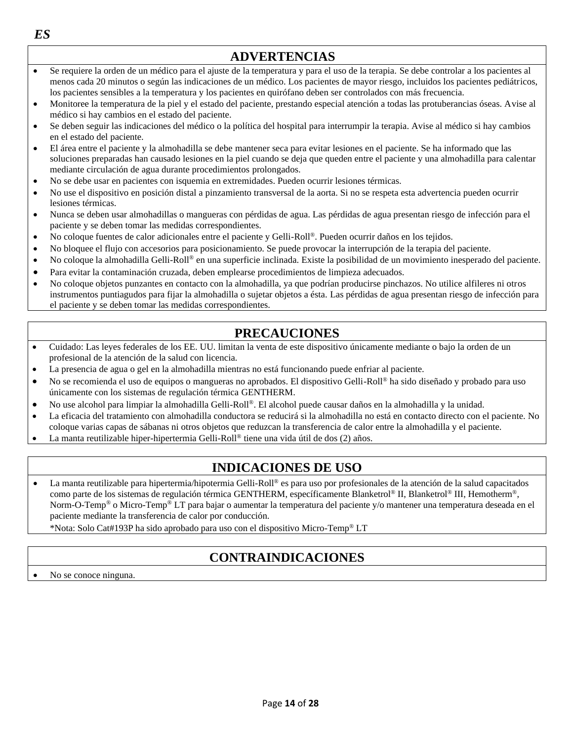*ES*

## ADVERTENCIAS

- Se requiere la orden de un médico para el ajuste de la temperatura y para el uso de la terapia. Se debe controlar a los pacientes al menos cada 20 minutos o según las indicaciones de un médico. Los pacientes de mayor riesgo, incluidos los pacientes pediátricos, los pacientes sensibles a la temperatura y los pacientes en quirófano deben ser controlados con más frecuencia.
- Monitoree la temperatura de la piel y el estado del paciente, prestando especial atención a todas las protuberancias óseas. Avise al médico si hay cambios en el estado del paciente.
- Se deben seguir las indicaciones del médico o la política del hospital para interrumpir la terapia. Avise al médico si hay cambios en el estado del paciente.
- El área entre el paciente y la almohadilla se debe mantener seca para evitar lesiones en el paciente. Se ha informado que las soluciones preparadas han causado lesiones en la piel cuando se deja que queden entre el paciente y una almohadilla para calentar mediante circulación de agua durante procedimientos prolongados.
- No se debe usar en pacientes con isquemia en extremidades. Pueden ocurrir lesiones térmicas.
- No use el dispositivo en posición distal a pinzamiento transversal de la aorta. Si no se respeta esta advertencia pueden ocurrir lesiones térmicas.
- Nunca se deben usar almohadillas o mangueras con pérdidas de agua. Las pérdidas de agua presentan riesgo de infección para el paciente y se deben tomar las medidas correspondientes.
- No coloque fuentes de calor adicionales entre el paciente y Gelli-Roll®. Pueden ocurrir daños en los tejidos.
- No bloquee el flujo con accesorios para posicionamiento. Se puede provocar la interrupción de la terapia del paciente.
- No coloque la almohadilla Gelli-Roll® en una superficie inclinada. Existe la posibilidad de un movimiento inesperado del paciente.
- Para evitar la contaminación cruzada, deben emplearse procedimientos de limpieza adecuados.
- No coloque objetos punzantes en contacto con la almohadilla, ya que podrían producirse pinchazos. No utilice alfileres ni otros instrumentos puntiagudos para fijar la almohadilla o sujetar objetos a ésta. Las pérdidas de agua presentan riesgo de infección para el paciente y se deben tomar las medidas correspondientes.

## PRECAUCIONES

- Cuidado: Las leyes federales de los EE. UU. limitan la venta de este dispositivo únicamente mediante o bajo la orden de un profesional de la atención de la salud con licencia.
- La presencia de agua o gel en la almohadilla mientras no está funcionando puede enfriar al paciente.
- No se recomienda el uso de equipos o mangueras no aprobados. El dispositivo Gelli-Roll® ha sido diseñado y probado para uso únicamente con los sistemas de regulación térmica GENTHERM.
- No use alcohol para limpiar la almohadilla Gelli-Roll®. El alcohol puede causar daños en la almohadilla y la unidad.
- La eficacia del tratamiento con almohadilla conductora se reducirá si la almohadilla no está en contacto directo con el paciente. No coloque varias capas de sábanas ni otros objetos que reduzcan la transferencia de calor entre la almohadilla y el paciente.
- La manta reutilizable hiper-hipertermia Gelli-Roll® tiene una vida útil de dos (2) años.

## INDICACIONES DE USO

- La manta reutilizable para hipertermia/hipotermia Gelli-Roll® es para uso por profesionales de la atención de la salud capacitados como parte de los sistemas de regulación térmica GENTHERM, específicamente Blanketrol® II, Blanketrol® III, Hemotherm®, Norm-O-Temp® o Micro-Temp® LT para bajar o aumentar la temperatura del paciente y/o mantener una temperatura deseada en el paciente mediante la transferencia de calor por conducción.

  *Nota: Solo Cat#193P ha sido aprobado para uso con el dispositivo Micro-Temp® LT

## CONTRAINDICACIONES

- No se conoce ninguna.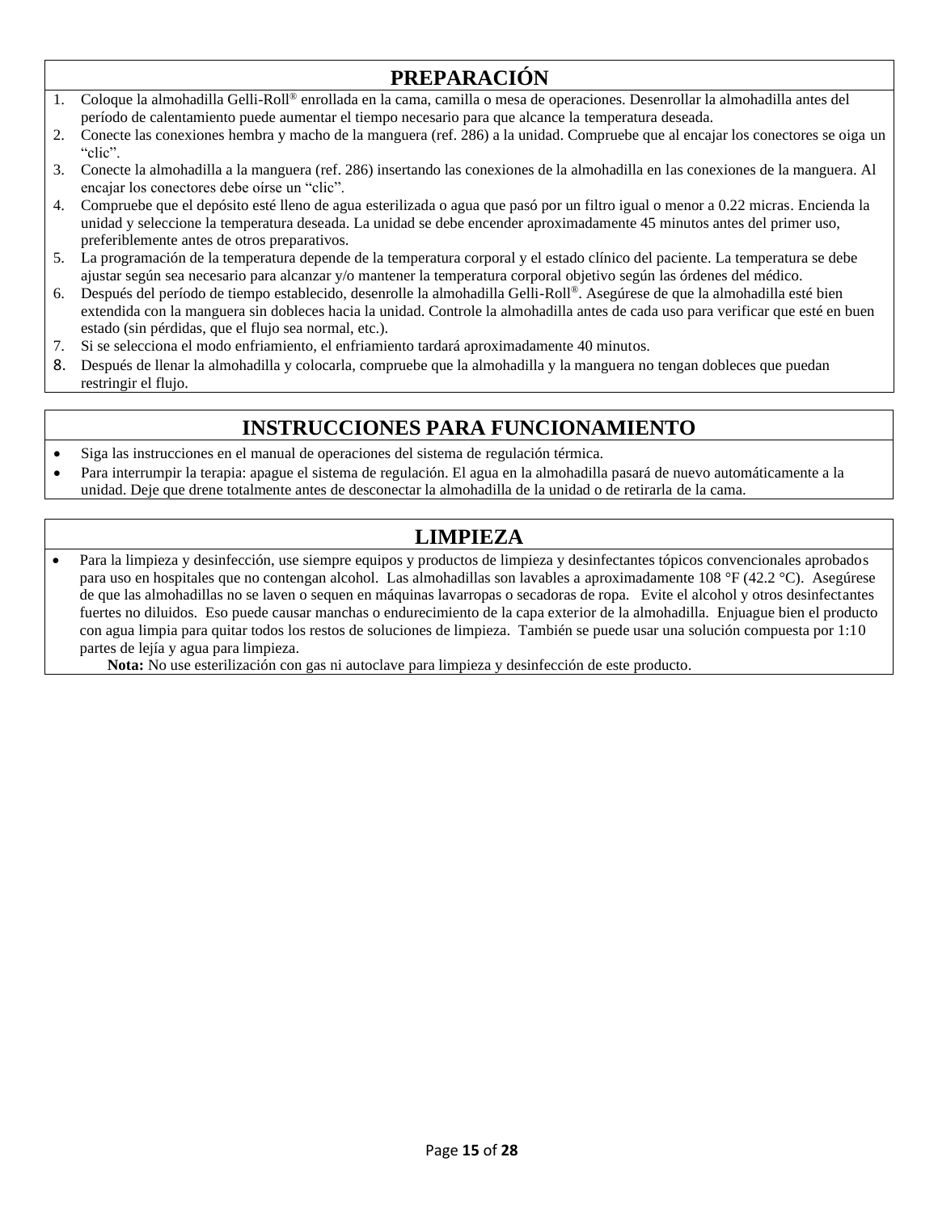## PREPARACIÓN

1. Coloque la almohadilla Gelli-Roll® enrollada en la cama, camilla o mesa de operaciones. Desenrollar la almohadilla antes del período de calentamiento puede aumentar el tiempo necesario para que alcance la temperatura deseada.
2. Conecte las conexiones hembra y macho de la manguera (ref. 286) a la unidad. Compruebe que al encajar los conectores se oiga un "clic".
3. Conecte la almohadilla a la manguera (ref. 286) insertando las conexiones de la almohadilla en las conexiones de la manguera. Al encajar los conectores debe oírse un "clic".
4. Compruebe que el depósito esté lleno de agua esterilizada o agua que pasó por un filtro igual o menor a 0.22 micras. Encienda la unidad y seleccione la temperatura deseada. La unidad se debe encender aproximadamente 45 minutos antes del primer uso, preferiblemente antes de otros preparativos.
5. La programación de la temperatura depende de la temperatura corporal y el estado clínico del paciente. La temperatura se debe ajustar según sea necesario para alcanzar y/o mantener la temperatura corporal objetivo según las órdenes del médico.
6. Después del período de tiempo establecido, desenrolle la almohadilla Gelli-Roll®. Asegúrese de que la almohadilla esté bien extendida con la manguera sin dobleces hacia la unidad. Controle la almohadilla antes de cada uso para verificar que esté en buen estado (sin pérdidas, que el flujo sea normal, etc.).
7. Si se selecciona el modo enfriamiento, el enfriamiento tardará aproximadamente 40 minutos.
8. Después de llenar la almohadilla y colocarla, compruebe que la almohadilla y la manguera no tengan dobleces que puedan restringir el flujo.

## INSTRUCCIONES PARA FUNCIONAMIENTO

- Siga las instrucciones en el manual de operaciones del sistema de regulación térmica.
- Para interrumpir la terapia: apague el sistema de regulación. El agua en la almohadilla pasará de nuevo automáticamente a la unidad. Deje que drene totalmente antes de desconectar la almohadilla de la unidad o de retirarla de la cama.

## LIMPIEZA

- Para la limpieza y desinfección, use siempre equipos y productos de limpieza y desinfectantes tópicos convencionales aprobados para uso en hospitales que no contengan alcohol. Las almohadillas son lavables a aproximadamente 108 °F (42.2 °C). Asegúrese de que las almohadillas no se laven o sequen en máquinas lavarropas o secadoras de ropa. Evite el alcohol y otros desinfectantes fuertes no diluidos. Eso puede causar manchas o endurecimiento de la capa exterior de la almohadilla. Enjuague bien el producto con agua limpia para quitar todos los restos de soluciones de limpieza. También se puede usar una solución compuesta por 1:10 partes de lejía y agua para limpieza.

  **Nota:** No use esterilización con gas ni autoclave para limpieza y desinfección de este producto.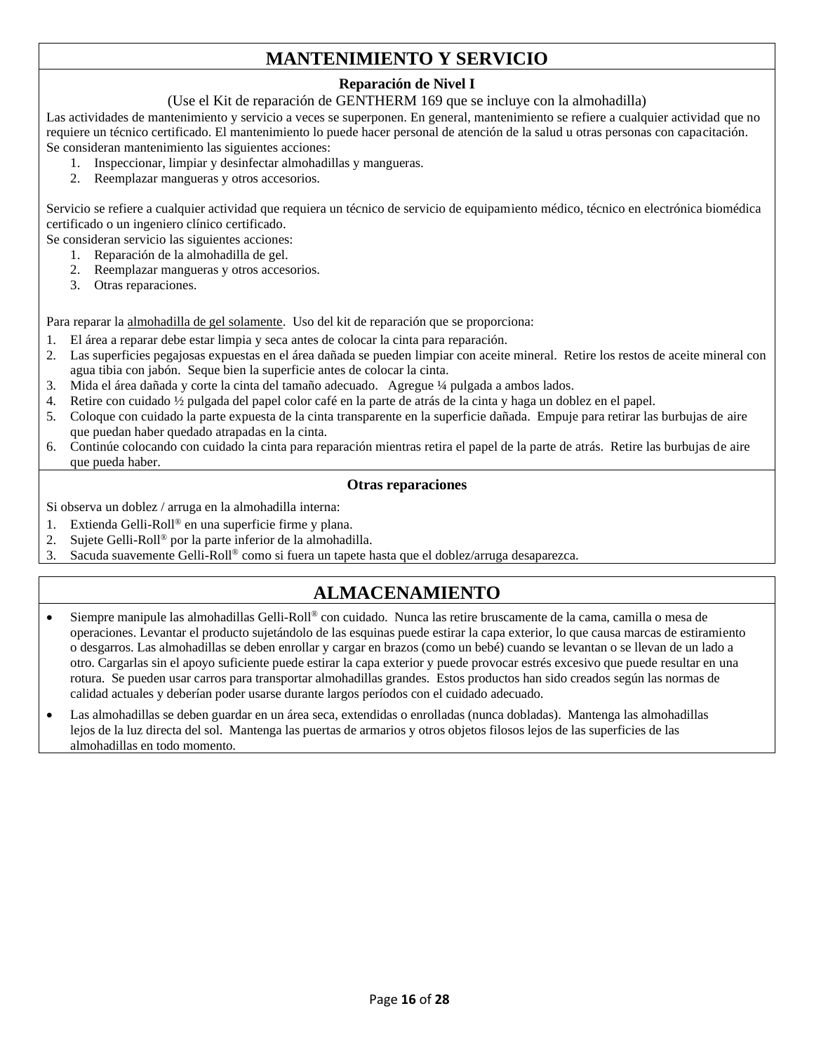# MANTENIMIENTO Y SERVICIO

### Reparación de Nivel I

(Use el Kit de reparación de GENTHERM 169 que se incluye con la almohadilla)

Las actividades de mantenimiento y servicio a veces se superponen. En general, mantenimiento se refiere a cualquier actividad que no requiere un técnico certificado. El mantenimiento lo puede hacer personal de atención de la salud u otras personas con capacitación. Se consideran mantenimiento las siguientes acciones:

1. Inspeccionar, limpiar y desinfectar almohadillas y mangueras.
2. Reemplazar mangueras y otros accesorios.

Servicio se refiere a cualquier actividad que requiera un técnico de servicio de equipamiento médico, técnico en electrónica biomédica certificado o un ingeniero clínico certificado.
Se consideran servicio las siguientes acciones:

1. Reparación de la almohadilla de gel.
2. Reemplazar mangueras y otros accesorios.
3. Otras reparaciones.

Para reparar la <u>almohadilla de gel solamente</u>. Uso del kit de reparación que se proporciona:

1. El área a reparar debe estar limpia y seca antes de colocar la cinta para reparación.
2. Las superficies pegajosas expuestas en el área dañada se pueden limpiar con aceite mineral. Retire los restos de aceite mineral con agua tibia con jabón. Seque bien la superficie antes de colocar la cinta.
3. Mida el área dañada y corte la cinta del tamaño adecuado. Agregue ¼ pulgada a ambos lados.
4. Retire con cuidado ½ pulgada del papel color café en la parte de atrás de la cinta y haga un doblez en el papel.
5. Coloque con cuidado la parte expuesta de la cinta transparente en la superficie dañada. Empuje para retirar las burbujas de aire que puedan haber quedado atrapadas en la cinta.
6. Continúe colocando con cuidado la cinta para reparación mientras retira el papel de la parte de atrás. Retire las burbujas de aire que pueda haber.

### Otras reparaciones

Si observa un doblez / arruga en la almohadilla interna:

1. Extienda Gelli-Roll® en una superficie firme y plana.
2. Sujete Gelli-Roll® por la parte inferior de la almohadilla.
3. Sacuda suavemente Gelli-Roll® como si fuera un tapete hasta que el doblez/arruga desaparezca.

# ALMACENAMIENTO

- Siempre manipule las almohadillas Gelli-Roll® con cuidado. Nunca las retire bruscamente de la cama, camilla o mesa de operaciones. Levantar el producto sujetándolo de las esquinas puede estirar la capa exterior, lo que causa marcas de estiramiento o desgarros. Las almohadillas se deben enrollar y cargar en brazos (como un bebé) cuando se levantan o se llevan de un lado a otro. Cargarlas sin el apoyo suficiente puede estirar la capa exterior y puede provocar estrés excesivo que puede resultar en una rotura. Se pueden usar carros para transportar almohadillas grandes. Estos productos han sido creados según las normas de calidad actuales y deberían poder usarse durante largos períodos con el cuidado adecuado.
- Las almohadillas se deben guardar en un área seca, extendidas o enrolladas (nunca dobladas). Mantenga las almohadillas lejos de la luz directa del sol. Mantenga las puertas de armarios y otros objetos filosos lejos de las superficies de las almohadillas en todo momento.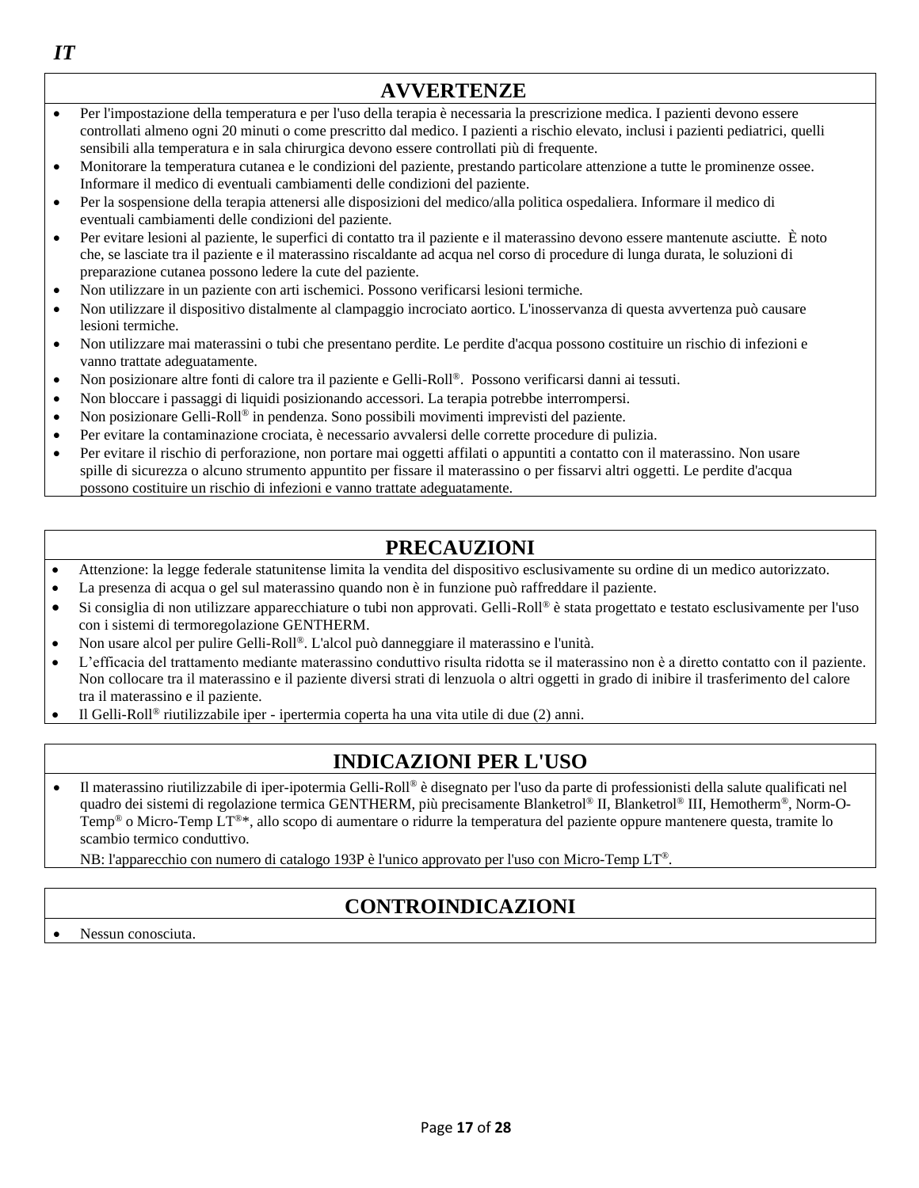*IT*

## AVVERTENZE

- Per l'impostazione della temperatura e per l'uso della terapia è necessaria la prescrizione medica. I pazienti devono essere controllati almeno ogni 20 minuti o come prescritto dal medico. I pazienti a rischio elevato, inclusi i pazienti pediatrici, quelli sensibili alla temperatura e in sala chirurgica devono essere controllati più di frequente.
- Monitorare la temperatura cutanea e le condizioni del paziente, prestando particolare attenzione a tutte le prominenze ossee. Informare il medico di eventuali cambiamenti delle condizioni del paziente.
- Per la sospensione della terapia attenersi alle disposizioni del medico/alla politica ospedaliera. Informare il medico di eventuali cambiamenti delle condizioni del paziente.
- Per evitare lesioni al paziente, le superfici di contatto tra il paziente e il materassino devono essere mantenute asciutte. È noto che, se lasciate tra il paziente e il materassino riscaldante ad acqua nel corso di procedure di lunga durata, le soluzioni di preparazione cutanea possono ledere la cute del paziente.
- Non utilizzare in un paziente con arti ischemici. Possono verificarsi lesioni termiche.
- Non utilizzare il dispositivo distalmente al clampaggio incrociato aortico. L'inosservanza di questa avvertenza può causare lesioni termiche.
- Non utilizzare mai materassini o tubi che presentano perdite. Le perdite d'acqua possono costituire un rischio di infezioni e vanno trattate adeguatamente.
- Non posizionare altre fonti di calore tra il paziente e Gelli-Roll®. Possono verificarsi danni ai tessuti.
- Non bloccare i passaggi di liquidi posizionando accessori. La terapia potrebbe interrompersi.
- Non posizionare Gelli-Roll® in pendenza. Sono possibili movimenti imprevisti del paziente.
- Per evitare la contaminazione crociata, è necessario avvalersi delle corrette procedure di pulizia.
- Per evitare il rischio di perforazione, non portare mai oggetti affilati o appuntiti a contatto con il materassino. Non usare spille di sicurezza o alcuno strumento appuntito per fissare il materassino o per fissarvi altri oggetti. Le perdite d'acqua possono costituire un rischio di infezioni e vanno trattate adeguatamente.

## PRECAUZIONI

- Attenzione: la legge federale statunitense limita la vendita del dispositivo esclusivamente su ordine di un medico autorizzato.
- La presenza di acqua o gel sul materassino quando non è in funzione può raffreddare il paziente.
- Si consiglia di non utilizzare apparecchiature o tubi non approvati. Gelli-Roll® è stata progettato e testato esclusivamente per l'uso con i sistemi di termoregolazione GENTHERM.
- Non usare alcol per pulire Gelli-Roll®. L'alcol può danneggiare il materassino e l'unità.
- L'efficacia del trattamento mediante materassino conduttivo risulta ridotta se il materassino non è a diretto contatto con il paziente. Non collocare tra il materassino e il paziente diversi strati di lenzuola o altri oggetti in grado di inibire il trasferimento del calore tra il materassino e il paziente.
- Il Gelli-Roll® riutilizzabile iper - ipertermia coperta ha una vita utile di due (2) anni.

## INDICAZIONI PER L'USO

- Il materassino riutilizzabile di iper-ipotermia Gelli-Roll® è disegnato per l'uso da parte di professionisti della salute qualificati nel quadro dei sistemi di regolazione termica GENTHERM, più precisamente Blanketrol® II, Blanketrol® III, Hemotherm®, Norm-O-Temp® o Micro-Temp LT®*, allo scopo di aumentare o ridurre la temperatura del paziente oppure mantenere questa, tramite lo scambio termico conduttivo.

  NB: l'apparecchio con numero di catalogo 193P è l'unico approvato per l'uso con Micro-Temp LT®.

## CONTROINDICAZIONI

- Nessun conosciuta.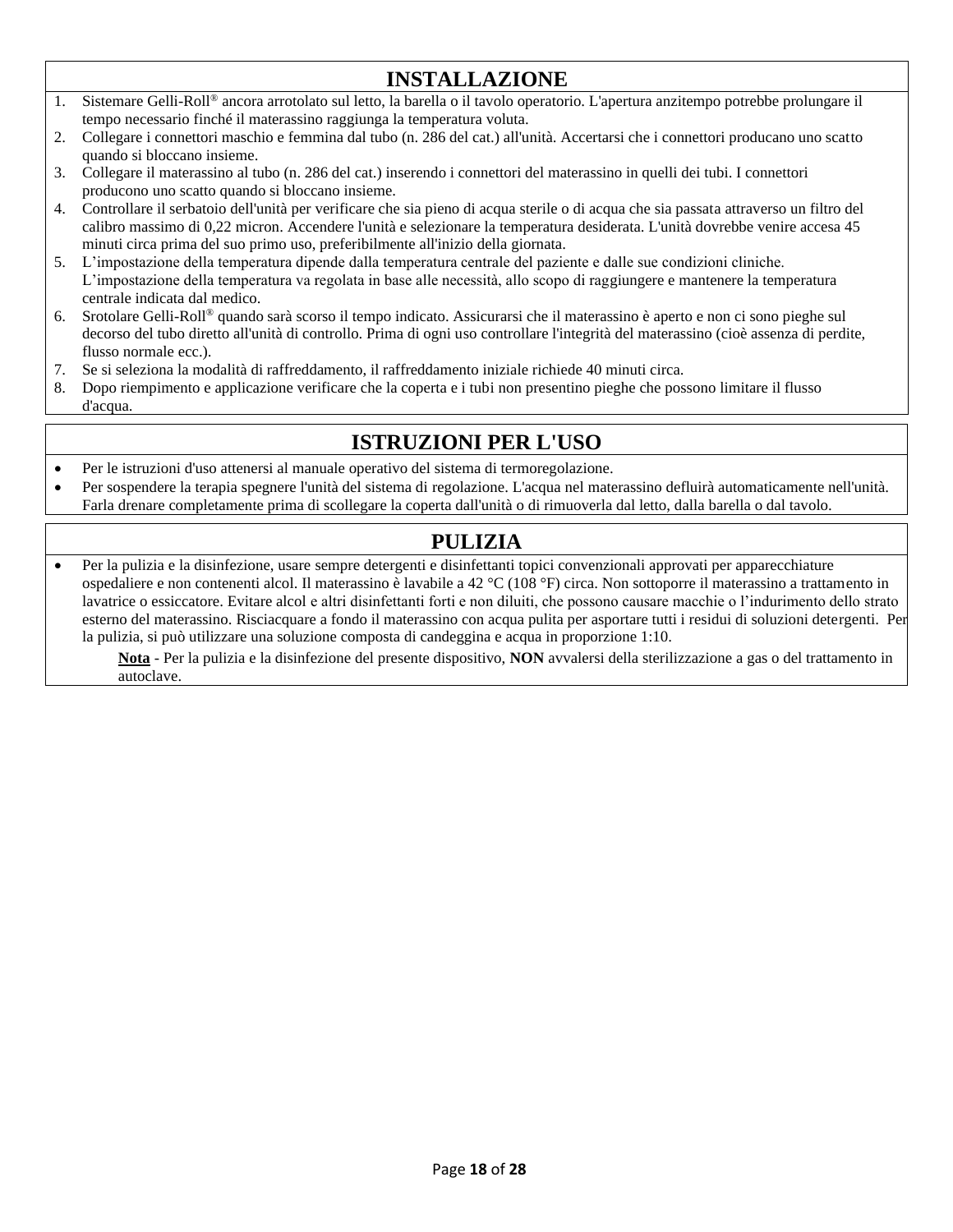## INSTALLAZIONE

1. Sistemare Gelli-Roll® ancora arrotolato sul letto, la barella o il tavolo operatorio. L'apertura anzitempo potrebbe prolungare il tempo necessario finché il materassino raggiunga la temperatura voluta.
2. Collegare i connettori maschio e femmina dal tubo (n. 286 del cat.) all'unità. Accertarsi che i connettori producano uno scatto quando si bloccano insieme.
3. Collegare il materassino al tubo (n. 286 del cat.) inserendo i connettori del materassino in quelli dei tubi. I connettori producono uno scatto quando si bloccano insieme.
4. Controllare il serbatoio dell'unità per verificare che sia pieno di acqua sterile o di acqua che sia passata attraverso un filtro del calibro massimo di 0,22 micron. Accendere l'unità e selezionare la temperatura desiderata. L'unità dovrebbe venire accesa 45 minuti circa prima del suo primo uso, preferibilmente all'inizio della giornata.
5. L'impostazione della temperatura dipende dalla temperatura centrale del paziente e dalle sue condizioni cliniche. L'impostazione della temperatura va regolata in base alle necessità, allo scopo di raggiungere e mantenere la temperatura centrale indicata dal medico.
6. Srotolare Gelli-Roll® quando sarà scorso il tempo indicato. Assicurarsi che il materassino è aperto e non ci sono pieghe sul decorso del tubo diretto all'unità di controllo. Prima di ogni uso controllare l'integrità del materassino (cioè assenza di perdite, flusso normale ecc.).
7. Se si seleziona la modalità di raffreddamento, il raffreddamento iniziale richiede 40 minuti circa.
8. Dopo riempimento e applicazione verificare che la coperta e i tubi non presentino pieghe che possono limitare il flusso d'acqua.

## ISTRUZIONI PER L'USO

- Per le istruzioni d'uso attenersi al manuale operativo del sistema di termoregolazione.
- Per sospendere la terapia spegnere l'unità del sistema di regolazione. L'acqua nel materassino defluirà automaticamente nell'unità. Farla drenare completamente prima di scollegare la coperta dall'unità o di rimuoverla dal letto, dalla barella o dal tavolo.

## PULIZIA

- Per la pulizia e la disinfezione, usare sempre detergenti e disinfettanti topici convenzionali approvati per apparecchiature ospedaliere e non contenenti alcol. Il materassino è lavabile a 42 °C (108 °F) circa. Non sottoporre il materassino a trattamento in lavatrice o essiccatore. Evitare alcol e altri disinfettanti forti e non diluiti, che possono causare macchie o l'indurimento dello strato esterno del materassino. Risciacquare a fondo il materassino con acqua pulita per asportare tutti i residui di soluzioni detergenti. Per la pulizia, si può utilizzare una soluzione composta di candeggina e acqua in proporzione 1:10.

  **Nota** - Per la pulizia e la disinfezione del presente dispositivo, **NON** avvalersi della sterilizzazione a gas o del trattamento in autoclave.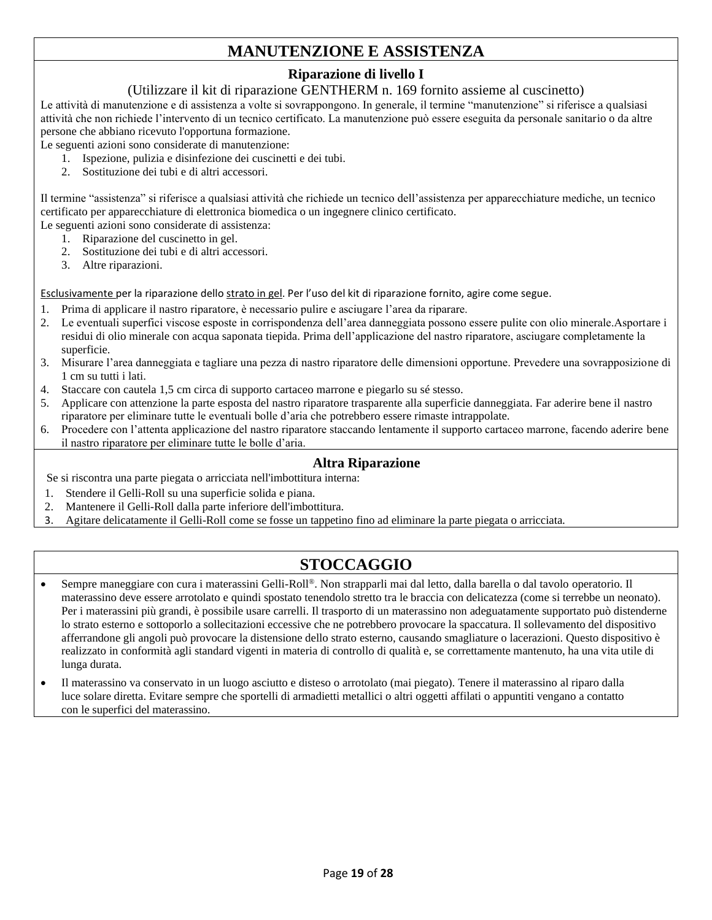# MANUTENZIONE E ASSISTENZA

### Riparazione di livello I

(Utilizzare il kit di riparazione GENTHERM n. 169 fornito assieme al cuscinetto)

Le attività di manutenzione e di assistenza a volte si sovrappongono. In generale, il termine “manutenzione” si riferisce a qualsiasi attività che non richiede l’intervento di un tecnico certificato. La manutenzione può essere eseguita da personale sanitario o da altre persone che abbiano ricevuto l'opportuna formazione.

Le seguenti azioni sono considerate di manutenzione:

1. Ispezione, pulizia e disinfezione dei cuscinetti e dei tubi.
2. Sostituzione dei tubi e di altri accessori.

Il termine “assistenza” si riferisce a qualsiasi attività che richiede un tecnico dell’assistenza per apparecchiature mediche, un tecnico certificato per apparecchiature di elettronica biomedica o un ingegnere clinico certificato.

Le seguenti azioni sono considerate di assistenza:

1. Riparazione del cuscinetto in gel.
2. Sostituzione dei tubi e di altri accessori.
3. Altre riparazioni.

<u>Esclusivamente</u> per la riparazione dello <u>strato in gel</u>. Per l’uso del kit di riparazione fornito, agire come segue.

1. Prima di applicare il nastro riparatore, è necessario pulire e asciugare l’area da riparare.
2. Le eventuali superfici viscose esposte in corrispondenza dell’area danneggiata possono essere pulite con olio minerale.Asportare i residui di olio minerale con acqua saponata tiepida. Prima dell’applicazione del nastro riparatore, asciugare completamente la superficie.
3. Misurare l’area danneggiata e tagliare una pezza di nastro riparatore delle dimensioni opportune. Prevedere una sovrapposizione di 1 cm su tutti i lati.
4. Staccare con cautela 1,5 cm circa di supporto cartaceo marrone e piegarlo su sé stesso.
5. Applicare con attenzione la parte esposta del nastro riparatore trasparente alla superficie danneggiata. Far aderire bene il nastro riparatore per eliminare tutte le eventuali bolle d’aria che potrebbero essere rimaste intrappolate.
6. Procedere con l’attenta applicazione del nastro riparatore staccando lentamente il supporto cartaceo marrone, facendo aderire bene il nastro riparatore per eliminare tutte le bolle d’aria.

### Altra Riparazione

Se si riscontra una parte piegata o arricciata nell'imbottitura interna:

1. Stendere il Gelli-Roll su una superficie solida e piana.
2. Mantenere il Gelli-Roll dalla parte inferiore dell'imbottitura.
3. Agitare delicatamente il Gelli-Roll come se fosse un tappetino fino ad eliminare la parte piegata o arricciata.

# STOCCAGGIO

- Sempre maneggiare con cura i materassini Gelli-Roll®. Non strapparli mai dal letto, dalla barella o dal tavolo operatorio. Il materassino deve essere arrotolato e quindi spostato tenendolo stretto tra le braccia con delicatezza (come si terrebbe un neonato). Per i materassini più grandi, è possibile usare carrelli. Il trasporto di un materassino non adeguatamente supportato può distenderne lo strato esterno e sottoporlo a sollecitazioni eccessive che ne potrebbero provocare la spaccatura. Il sollevamento del dispositivo afferrandone gli angoli può provocare la distensione dello strato esterno, causando smagliature o lacerazioni. Questo dispositivo è realizzato in conformità agli standard vigenti in materia di controllo di qualità e, se correttamente mantenuto, ha una vita utile di lunga durata.
- Il materassino va conservato in un luogo asciutto e disteso o arrotolato (mai piegato). Tenere il materassino al riparo dalla luce solare diretta. Evitare sempre che sportelli di armadietti metallici o altri oggetti affilati o appuntiti vengano a contatto con le superfici del materassino.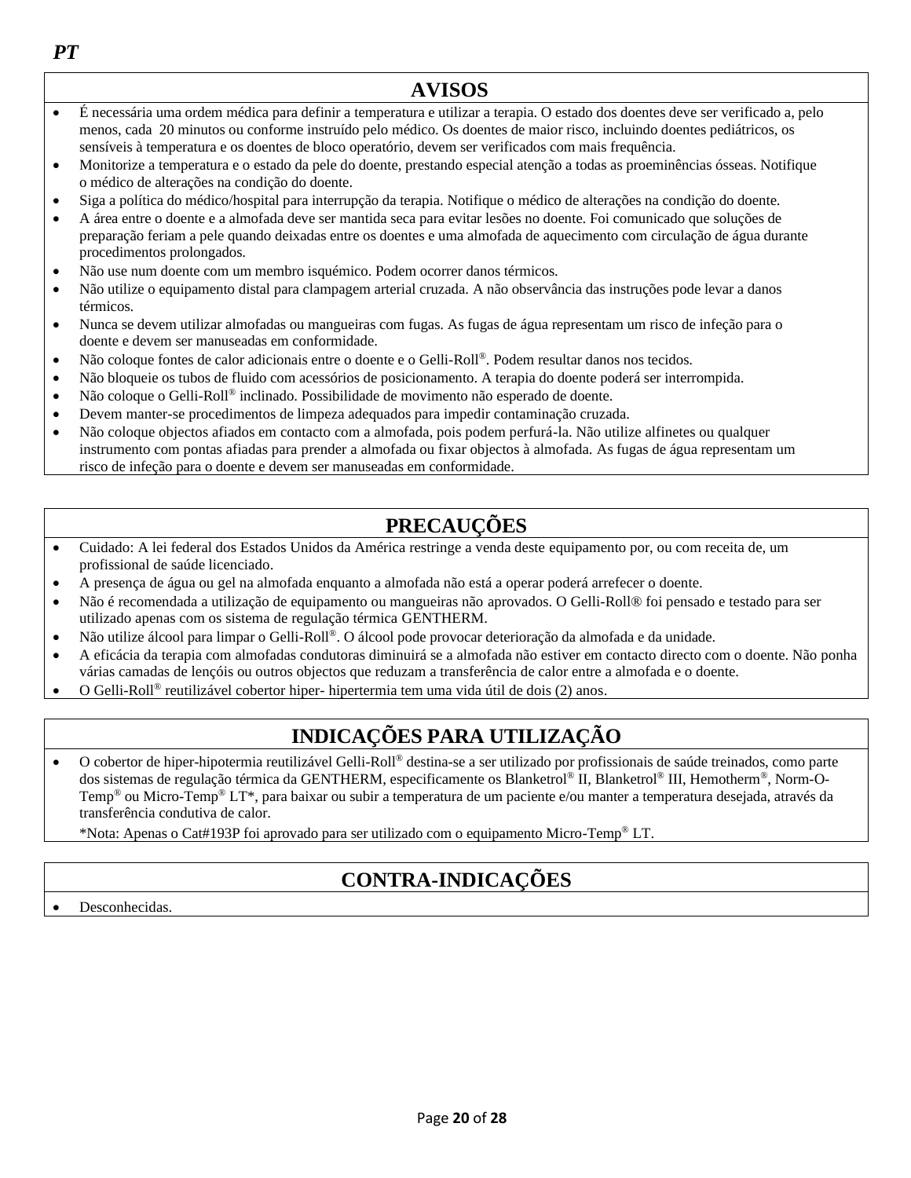***PT***

## AVISOS

- É necessária uma ordem médica para definir a temperatura e utilizar a terapia. O estado dos doentes deve ser verificado a, pelo menos, cada 20 minutos ou conforme instruído pelo médico. Os doentes de maior risco, incluindo doentes pediátricos, os sensíveis à temperatura e os doentes de bloco operatório, devem ser verificados com mais frequência.
- Monitorize a temperatura e o estado da pele do doente, prestando especial atenção a todas as proeminências ósseas. Notifique o médico de alterações na condição do doente.
- Siga a política do médico/hospital para interrupção da terapia. Notifique o médico de alterações na condição do doente.
- A área entre o doente e a almofada deve ser mantida seca para evitar lesões no doente. Foi comunicado que soluções de preparação feriam a pele quando deixadas entre os doentes e uma almofada de aquecimento com circulação de água durante procedimentos prolongados.
- Não use num doente com um membro isquémico. Podem ocorrer danos térmicos.
- Não utilize o equipamento distal para clampagem arterial cruzada. A não observância das instruções pode levar a danos térmicos.
- Nunca se devem utilizar almofadas ou mangueiras com fugas. As fugas de água representam um risco de infeção para o doente e devem ser manuseadas em conformidade.
- Não coloque fontes de calor adicionais entre o doente e o Gelli-Roll®. Podem resultar danos nos tecidos.
- Não bloqueie os tubos de fluido com acessórios de posicionamento. A terapia do doente poderá ser interrompida.
- Não coloque o Gelli-Roll® inclinado. Possibilidade de movimento não esperado de doente.
- Devem manter-se procedimentos de limpeza adequados para impedir contaminação cruzada.
- Não coloque objectos afiados em contacto com a almofada, pois podem perfurá-la. Não utilize alfinetes ou qualquer instrumento com pontas afiadas para prender a almofada ou fixar objectos à almofada. As fugas de água representam um risco de infeção para o doente e devem ser manuseadas em conformidade.

## PRECAUÇÕES

- Cuidado: A lei federal dos Estados Unidos da América restringe a venda deste equipamento por, ou com receita de, um profissional de saúde licenciado.
- A presença de água ou gel na almofada enquanto a almofada não está a operar poderá arrefecer o doente.
- Não é recomendada a utilização de equipamento ou mangueiras não aprovados. O Gelli-Roll® foi pensado e testado para ser utilizado apenas com os sistema de regulação térmica GENTHERM.
- Não utilize álcool para limpar o Gelli-Roll®. O álcool pode provocar deterioração da almofada e da unidade.
- A eficácia da terapia com almofadas condutoras diminuirá se a almofada não estiver em contacto directo com o doente. Não ponha várias camadas de lençóis ou outros objectos que reduzam a transferência de calor entre a almofada e o doente.
- O Gelli-Roll® reutilizável cobertor hiper- hipertermia tem uma vida útil de dois (2) anos.

## INDICAÇÕES PARA UTILIZAÇÃO

- O cobertor de hiper-hipotermia reutilizável Gelli-Roll® destina-se a ser utilizado por profissionais de saúde treinados, como parte dos sistemas de regulação térmica da GENTHERM, especificamente os Blanketrol® II, Blanketrol® III, Hemotherm®, Norm-O-Temp® ou Micro-Temp® LT*, para baixar ou subir a temperatura de um paciente e/ou manter a temperatura desejada, através da transferência condutiva de calor.

  *Nota: Apenas o Cat#193P foi aprovado para ser utilizado com o equipamento Micro-Temp® LT.

## CONTRA-INDICAÇÕES

- Desconhecidas.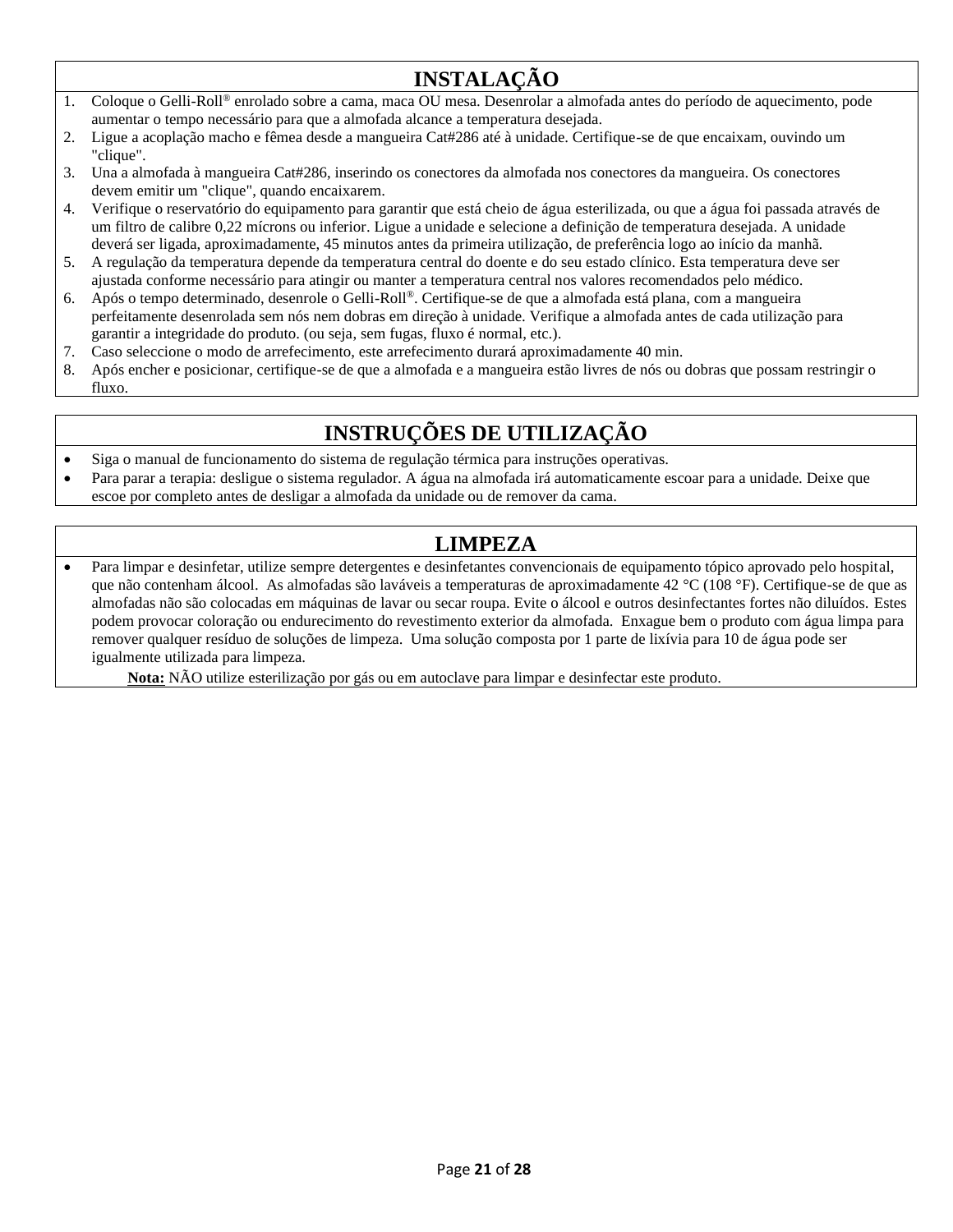## INSTALAÇÃO

1. Coloque o Gelli-Roll® enrolado sobre a cama, maca OU mesa. Desenrolar a almofada antes do período de aquecimento, pode aumentar o tempo necessário para que a almofada alcance a temperatura desejada.
2. Ligue a acoplação macho e fêmea desde a mangueira Cat#286 até à unidade. Certifique-se de que encaixam, ouvindo um "clique".
3. Una a almofada à mangueira Cat#286, inserindo os conectores da almofada nos conectores da mangueira. Os conectores devem emitir um "clique", quando encaixarem.
4. Verifique o reservatório do equipamento para garantir que está cheio de água esterilizada, ou que a água foi passada através de um filtro de calibre 0,22 mícrons ou inferior. Ligue a unidade e selecione a definição de temperatura desejada. A unidade deverá ser ligada, aproximadamente, 45 minutos antes da primeira utilização, de preferência logo ao início da manhã.
5. A regulação da temperatura depende da temperatura central do doente e do seu estado clínico. Esta temperatura deve ser ajustada conforme necessário para atingir ou manter a temperatura central nos valores recomendados pelo médico.
6. Após o tempo determinado, desenrole o Gelli-Roll®. Certifique-se de que a almofada está plana, com a mangueira perfeitamente desenrolada sem nós nem dobras em direção à unidade. Verifique a almofada antes de cada utilização para garantir a integridade do produto. (ou seja, sem fugas, fluxo é normal, etc.).
7. Caso seleccione o modo de arrefecimento, este arrefecimento durará aproximadamente 40 min.
8. Após encher e posicionar, certifique-se de que a almofada e a mangueira estão livres de nós ou dobras que possam restringir o fluxo.

## INSTRUÇÕES DE UTILIZAÇÃO

- Siga o manual de funcionamento do sistema de regulação térmica para instruções operativas.
- Para parar a terapia: desligue o sistema regulador. A água na almofada irá automaticamente escoar para a unidade. Deixe que escoe por completo antes de desligar a almofada da unidade ou de remover da cama.

## LIMPEZA

- Para limpar e desinfetar, utilize sempre detergentes e desinfetantes convencionais de equipamento tópico aprovado pelo hospital, que não contenham álcool. As almofadas são laváveis a temperaturas de aproximadamente 42 °C (108 °F). Certifique-se de que as almofadas não são colocadas em máquinas de lavar ou secar roupa. Evite o álcool e outros desinfectantes fortes não diluídos. Estes podem provocar coloração ou endurecimento do revestimento exterior da almofada. Enxague bem o produto com água limpa para remover qualquer resíduo de soluções de limpeza. Uma solução composta por 1 parte de lixívia para 10 de água pode ser igualmente utilizada para limpeza.

**Nota:** NÃO utilize esterilização por gás ou em autoclave para limpar e desinfectar este produto.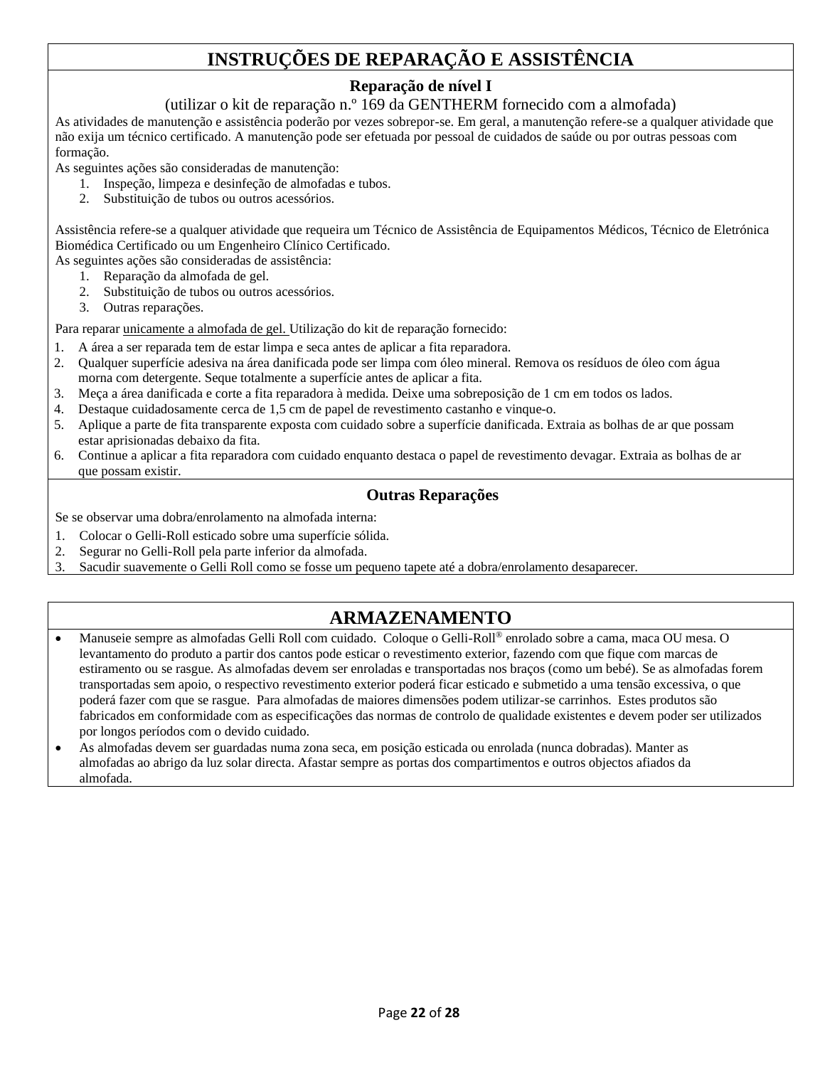# INSTRUÇÕES DE REPARAÇÃO E ASSISTÊNCIA

## Reparação de nível I

(utilizar o kit de reparação n.º 169 da GENTHERM fornecido com a almofada)

As atividades de manutenção e assistência poderão por vezes sobrepor-se. Em geral, a manutenção refere-se a qualquer atividade que não exija um técnico certificado. A manutenção pode ser efetuada por pessoal de cuidados de saúde ou por outras pessoas com formação.

As seguintes ações são consideradas de manutenção:

1. Inspeção, limpeza e desinfeção de almofadas e tubos.
2. Substituição de tubos ou outros acessórios.

Assistência refere-se a qualquer atividade que requeira um Técnico de Assistência de Equipamentos Médicos, Técnico de Eletrónica Biomédica Certificado ou um Engenheiro Clínico Certificado.

As seguintes ações são consideradas de assistência:

1. Reparação da almofada de gel.
2. Substituição de tubos ou outros acessórios.
3. Outras reparações.

Para reparar <u>unicamente a almofada de gel.</u> Utilização do kit de reparação fornecido:

1. A área a ser reparada tem de estar limpa e seca antes de aplicar a fita reparadora.
2. Qualquer superfície adesiva na área danificada pode ser limpa com óleo mineral. Remova os resíduos de óleo com água morna com detergente. Seque totalmente a superfície antes de aplicar a fita.
3. Meça a área danificada e corte a fita reparadora à medida. Deixe uma sobreposição de 1 cm em todos os lados.
4. Destaque cuidadosamente cerca de 1,5 cm de papel de revestimento castanho e vinque-o.
5. Aplique a parte de fita transparente exposta com cuidado sobre a superfície danificada. Extraia as bolhas de ar que possam estar aprisionadas debaixo da fita.
6. Continue a aplicar a fita reparadora com cuidado enquanto destaca o papel de revestimento devagar. Extraia as bolhas de ar que possam existir.

## Outras Reparações

Se se observar uma dobra/enrolamento na almofada interna:

1. Colocar o Gelli-Roll esticado sobre uma superfície sólida.
2. Segurar no Gelli-Roll pela parte inferior da almofada.
3. Sacudir suavemente o Gelli Roll como se fosse um pequeno tapete até a dobra/enrolamento desaparecer.

# ARMAZENAMENTO

- Manuseie sempre as almofadas Gelli Roll com cuidado. Coloque o Gelli-Roll® enrolado sobre a cama, maca OU mesa. O levantamento do produto a partir dos cantos pode esticar o revestimento exterior, fazendo com que fique com marcas de estiramento ou se rasgue. As almofadas devem ser enroladas e transportadas nos braços (como um bebé). Se as almofadas forem transportadas sem apoio, o respectivo revestimento exterior poderá ficar esticado e submetido a uma tensão excessiva, o que poderá fazer com que se rasgue. Para almofadas de maiores dimensões podem utilizar-se carrinhos. Estes produtos são fabricados em conformidade com as especificações das normas de controlo de qualidade existentes e devem poder ser utilizados por longos períodos com o devido cuidado.
- As almofadas devem ser guardadas numa zona seca, em posição esticada ou enrolada (nunca dobradas). Manter as almofadas ao abrigo da luz solar directa. Afastar sempre as portas dos compartimentos e outros objectos afiados da almofada.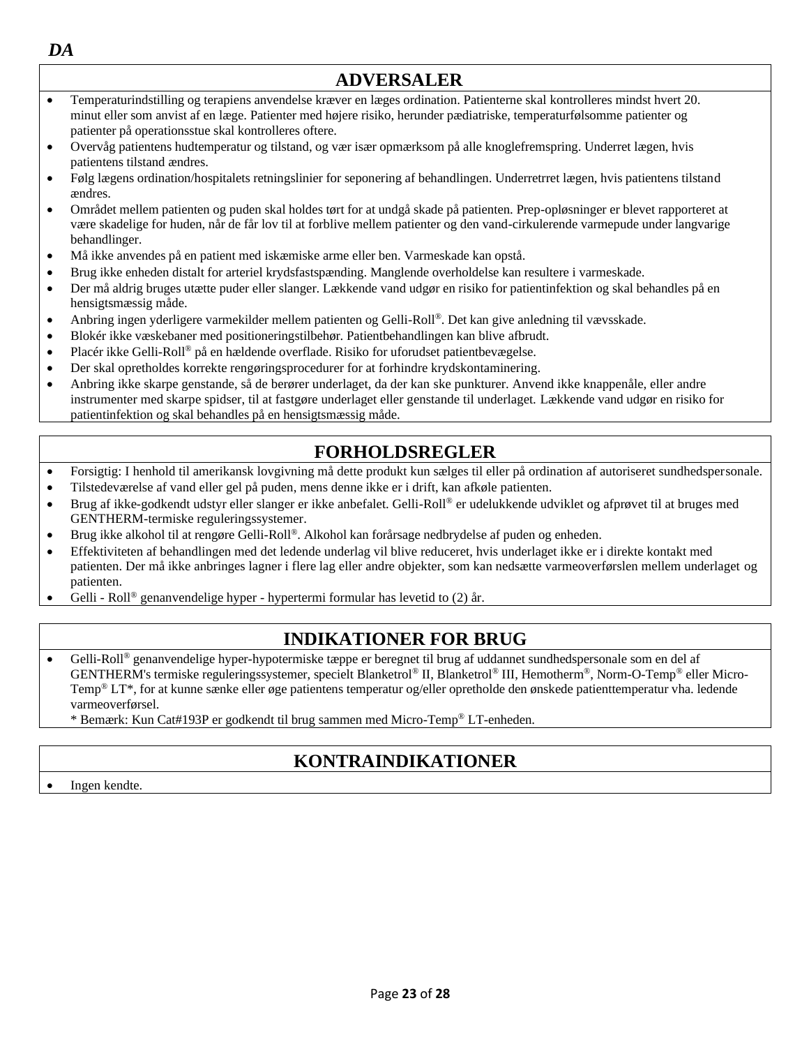*DA*

## ADVERSALER

- Temperaturindstilling og terapiens anvendelse kræver en læges ordination. Patienterne skal kontrolleres mindst hvert 20. minut eller som anvist af en læge. Patienter med højere risiko, herunder pædiatriske, temperaturfølsomme patienter og patienter på operationsstue skal kontrolleres oftere.
- Overvåg patientens hudtemperatur og tilstand, og vær især opmærksom på alle knoglefremspring. Underret lægen, hvis patientens tilstand ændres.
- Følg lægens ordination/hospitalets retningslinier for seponering af behandlingen. Underretrret lægen, hvis patientens tilstand ændres.
- Området mellem patienten og puden skal holdes tørt for at undgå skade på patienten. Prep-opløsninger er blevet rapporteret at være skadelige for huden, når de får lov til at forblive mellem patienter og den vand-cirkulerende varmepude under langvarige behandlinger.
- Må ikke anvendes på en patient med iskæmiske arme eller ben. Varmeskade kan opstå.
- Brug ikke enheden distalt for arteriel krydsfastspænding. Manglende overholdelse kan resultere i varmeskade.
- Der må aldrig bruges utætte puder eller slanger. Lækkende vand udgør en risiko for patientinfektion og skal behandles på en hensigtsmæssig måde.
- Anbring ingen yderligere varmekilder mellem patienten og Gelli-Roll®. Det kan give anledning til vævsskade.
- Blokér ikke væskebaner med positioneringstilbehør. Patientbehandlingen kan blive afbrudt.
- Placér ikke Gelli-Roll® på en hældende overflade. Risiko for uforudset patientbevægelse.
- Der skal opretholdes korrekte rengøringsprocedurer for at forhindre krydskontaminering.
- Anbring ikke skarpe genstande, så de berører underlaget, da der kan ske punkturer. Anvend ikke knappenåle, eller andre instrumenter med skarpe spidser, til at fastgøre underlaget eller genstande til underlaget. Lækkende vand udgør en risiko for patientinfektion og skal behandles på en hensigtsmæssig måde.

## FORHOLDSREGLER

- Forsigtig: I henhold til amerikansk lovgivning må dette produkt kun sælges til eller på ordination af autoriseret sundhedspersonale.
- Tilstedeværelse af vand eller gel på puden, mens denne ikke er i drift, kan afkøle patienten.
- Brug af ikke-godkendt udstyr eller slanger er ikke anbefalet. Gelli-Roll® er udelukkende udviklet og afprøvet til at bruges med GENTHERM-termiske reguleringssystemer.
- Brug ikke alkohol til at rengøre Gelli-Roll®. Alkohol kan forårsage nedbrydelse af puden og enheden.
- Effektiviteten af behandlingen med det ledende underlag vil blive reduceret, hvis underlaget ikke er i direkte kontakt med patienten. Der må ikke anbringes lagner i flere lag eller andre objekter, som kan nedsætte varmeoverførslen mellem underlaget og patienten.
- Gelli - Roll® genanvendelige hyper - hypertermi formular has levetid to (2) år.

## INDIKATIONER FOR BRUG

- Gelli-Roll® genanvendelige hyper-hypotermiske tæppe er beregnet til brug af uddannet sundhedspersonale som en del af GENTHERM's termiske reguleringssystemer, specielt Blanketrol® II, Blanketrol® III, Hemotherm®, Norm-O-Temp® eller Micro-Temp® LT*, for at kunne sænke eller øge patientens temperatur og/eller opretholde den ønskede patienttemperatur vha. ledende varmeoverførsel.
  
  \* Bemærk: Kun Cat#193P er godkendt til brug sammen med Micro-Temp® LT-enheden.

## KONTRAINDIKATIONER

- Ingen kendte.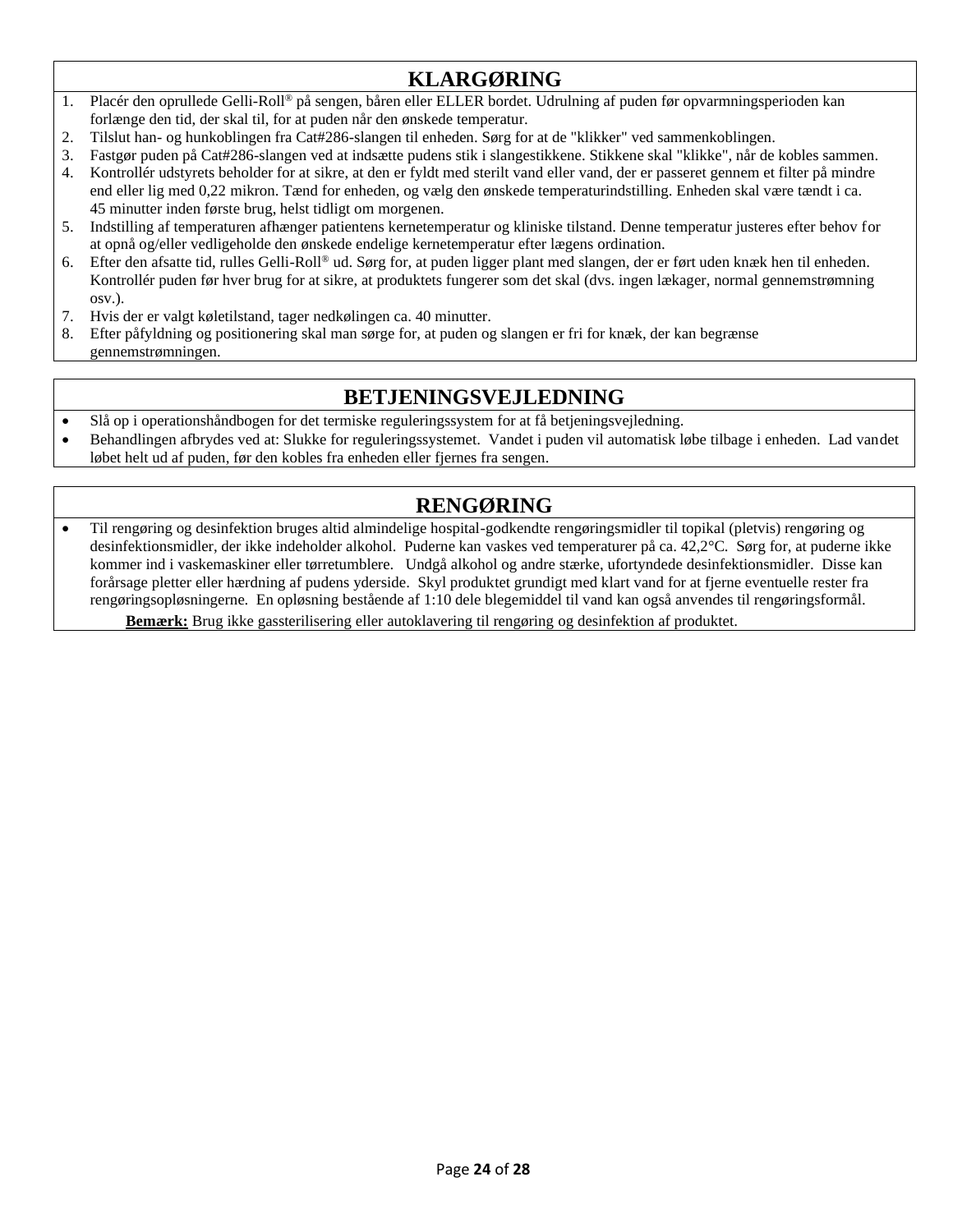## KLARGØRING

1. Placér den oprullede Gelli-Roll® på sengen, båren eller ELLER bordet. Udrulning af puden før opvarmningsperioden kan forlænge den tid, der skal til, for at puden når den ønskede temperatur.
2. Tilslut han- og hunkoblingen fra Cat#286-slangen til enheden. Sørg for at de "klikker" ved sammenkoblingen.
3. Fastgør puden på Cat#286-slangen ved at indsætte pudens stik i slangestikkene. Stikkene skal "klikke", når de kobles sammen.
4. Kontrollér udstyrets beholder for at sikre, at den er fyldt med sterilt vand eller vand, der er passeret gennem et filter på mindre end eller lig med 0,22 mikron. Tænd for enheden, og vælg den ønskede temperaturindstilling. Enheden skal være tændt i ca. 45 minutter inden første brug, helst tidligt om morgenen.
5. Indstilling af temperaturen afhænger patientens kernetemperatur og kliniske tilstand. Denne temperatur justeres efter behov for at opnå og/eller vedligeholde den ønskede endelige kernetemperatur efter lægens ordination.
6. Efter den afsatte tid, rulles Gelli-Roll® ud. Sørg for, at puden ligger plant med slangen, der er ført uden knæk hen til enheden. Kontrollér puden før hver brug for at sikre, at produktets fungerer som det skal (dvs. ingen lækager, normal gennemstrømning osv.).
7. Hvis der er valgt køletilstand, tager nedkølingen ca. 40 minutter.
8. Efter påfyldning og positionering skal man sørge for, at puden og slangen er fri for knæk, der kan begrænse gennemstrømningen.

## BETJENINGSVEJLEDNING

- Slå op i operationshåndbogen for det termiske reguleringssystem for at få betjeningsvejledning.
- Behandlingen afbrydes ved at: Slukke for reguleringssystemet. Vandet i puden vil automatisk løbe tilbage i enheden. Lad vandet løbet helt ud af puden, før den kobles fra enheden eller fjernes fra sengen.

## RENGØRING

- Til rengøring og desinfektion bruges altid almindelige hospital-godkendte rengøringsmidler til topikal (pletvis) rengøring og desinfektionsmidler, der ikke indeholder alkohol. Puderne kan vaskes ved temperaturer på ca. 42,2°C. Sørg for, at puderne ikke kommer ind i vaskemaskiner eller tørretumblere. Undgå alkohol og andre stærke, ufortyndede desinfektionsmidler. Disse kan forårsage pletter eller hærdning af pudens yderside. Skyl produktet grundigt med klart vand for at fjerne eventuelle rester fra rengøringsopløsningerne. En opløsning bestående af 1:10 dele blegemiddel til vand kan også anvendes til rengøringsformål.

  **Bemærk:** Brug ikke gassterilisering eller autoklavering til rengøring og desinfektion af produktet.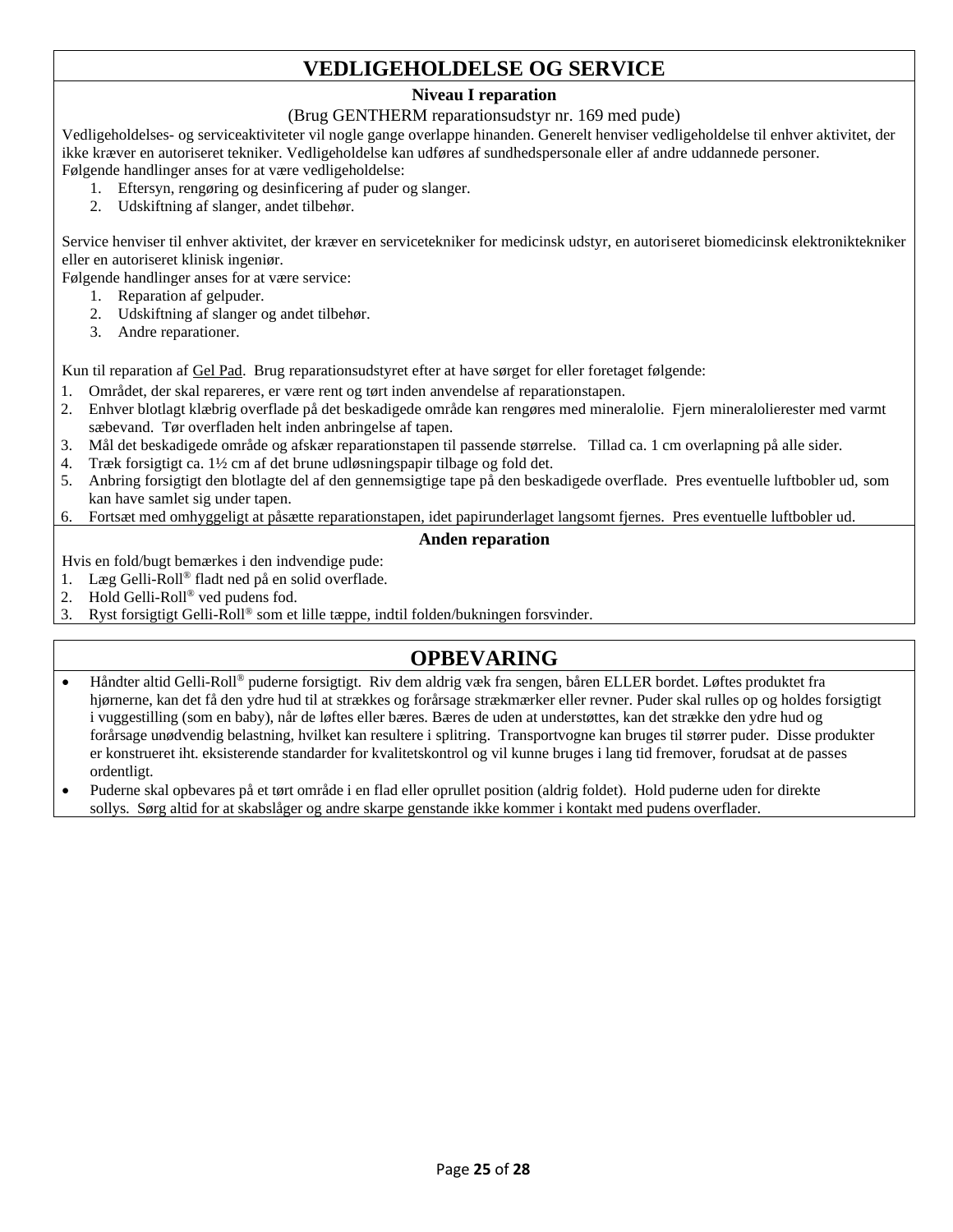## VEDLIGEHOLDELSE OG SERVICE

### Niveau I reparation

(Brug GENTHERM reparationsudstyr nr. 169 med pude)

Vedligeholdelses- og serviceaktiviteter vil nogle gange overlappe hinanden. Generelt henviser vedligeholdelse til enhver aktivitet, der ikke kræver en autoriseret tekniker. Vedligeholdelse kan udføres af sundhedspersonale eller af andre uddannede personer.
Følgende handlinger anses for at være vedligeholdelse:

1. Eftersyn, rengøring og desinficering af puder og slanger.
2. Udskiftning af slanger, andet tilbehør.

Service henviser til enhver aktivitet, der kræver en servicetekniker for medicinsk udstyr, en autoriseret biomedicinsk elektroniktekniker eller en autoriseret klinisk ingeniør.
Følgende handlinger anses for at være service:

1. Reparation af gelpuder.
2. Udskiftning af slanger og andet tilbehør.
3. Andre reparationer.

Kun til reparation af Gel Pad. Brug reparationsudstyret efter at have sørget for eller foretaget følgende:

1. Området, der skal repareres, er være rent og tørt inden anvendelse af reparationstapen.
2. Enhver blotlagt klæbrig overflade på det beskadigede område kan rengøres med mineralolie. Fjern mineralolierester med varmt sæbevand. Tør overfladen helt inden anbringelse af tapen.
3. Mål det beskadigede område og afskær reparationstapen til passende størrelse. Tillad ca. 1 cm overlapning på alle sider.
4. Træk forsigtigt ca. 1½ cm af det brune udløsningspapir tilbage og fold det.
5. Anbring forsigtigt den blotlagte del af den gennemsigtige tape på den beskadigede overflade. Pres eventuelle luftbobler ud, som kan have samlet sig under tapen.
6. Fortsæt med omhyggeligt at påsætte reparationstapen, idet papirunderlaget langsomt fjernes. Pres eventuelle luftbobler ud.

### Anden reparation

Hvis en fold/bugt bemærkes i den indvendige pude:

1. Læg Gelli-Roll® fladt ned på en solid overflade.
2. Hold Gelli-Roll® ved pudens fod.
3. Ryst forsigtigt Gelli-Roll® som et lille tæppe, indtil folden/bukningen forsvinder.

## OPBEVARING

- Håndter altid Gelli-Roll® puderne forsigtigt. Riv dem aldrig væk fra sengen, båren ELLER bordet. Løftes produktet fra hjørnerne, kan det få den ydre hud til at strækkes og forårsage strækmærker eller revner. Puder skal rulles op og holdes forsigtigt i vuggestilling (som en baby), når de løftes eller bæres. Bæres de uden at understøttes, kan det strække den ydre hud og forårsage unødvendig belastning, hvilket kan resultere i splitring. Transportvogne kan bruges til større puder. Disse produkter er konstrueret iht. eksisterende standarder for kvalitetskontrol og vil kunne bruges i lang tid fremover, forudsat at de passes ordentligt.
- Puderne skal opbevares på et tørt område i en flad eller oprullet position (aldrig foldet). Hold puderne uden for direkte sollys. Sørg altid for at skabslåger og andre skarpe genstande ikke kommer i kontakt med pudens overflader.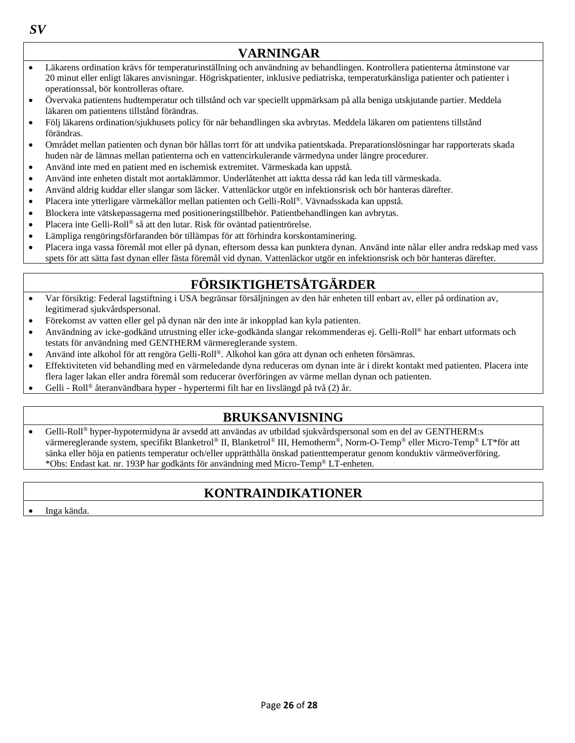*SV*

## VARNINGAR

- Läkarens ordination krävs för temperaturinställning och användning av behandlingen. Kontrollera patienterna åtminstone var 20 minut eller enligt läkares anvisningar. Högriskpatienter, inklusive pediatriska, temperaturkänsliga patienter och patienter i operationssal, bör kontrolleras oftare.
- Övervaka patientens hudtemperatur och tillstånd och var speciellt uppmärksam på alla beniga utskjutande partier. Meddela läkaren om patientens tillstånd förändras.
- Följ läkarens ordination/sjukhusets policy för när behandlingen ska avbrytas. Meddela läkaren om patientens tillstånd förändras.
- Området mellan patienten och dynan bör hållas torrt för att undvika patientskada. Preparationslösningar har rapporterats skada huden när de lämnas mellan patienterna och en vattencirkulerande värmedyna under längre procedurer.
- Använd inte med en patient med en ischemisk extremitet. Värmeskada kan uppstå.
- Använd inte enheten distalt mot aortaklämmor. Underlåtenhet att iaktta dessa råd kan leda till värmeskada.
- Använd aldrig kuddar eller slangar som läcker. Vattenläckor utgör en infektionsrisk och bör hanteras därefter.
- Placera inte ytterligare värmekällor mellan patienten och Gelli-Roll®. Vävnadsskada kan uppstå.
- Blockera inte vätskepassagerna med positioneringstillbehör. Patientbehandlingen kan avbrytas.
- Placera inte Gelli-Roll® så att den lutar. Risk för oväntad patientrörelse.
- Lämpliga rengöringsförfaranden bör tillämpas för att förhindra korskontaminering.
- Placera inga vassa föremål mot eller på dynan, eftersom dessa kan punktera dynan. Använd inte nålar eller andra redskap med vass spets för att sätta fast dynan eller fästa föremål vid dynan. Vattenläckor utgör en infektionsrisk och bör hanteras därefter.

## FÖRSIKTIGHETSÅTGÄRDER

- Var försiktig: Federal lagstiftning i USA begränsar försäljningen av den här enheten till enbart av, eller på ordination av, legitimerad sjukvårdspersonal.
- Förekomst av vatten eller gel på dynan när den inte är inkopplad kan kyla patienten.
- Användning av icke-godkänd utrustning eller icke-godkända slangar rekommenderas ej. Gelli-Roll® har enbart utformats och testats för användning med GENTHERM värmereglerande system.
- Använd inte alkohol för att rengöra Gelli-Roll®. Alkohol kan göra att dynan och enheten försämras.
- Effektiviteten vid behandling med en värmeledande dyna reduceras om dynan inte är i direkt kontakt med patienten. Placera inte flera lager lakan eller andra föremål som reducerar överföringen av värme mellan dynan och patienten.
- Gelli - Roll® återanvändbara hyper - hypertermi filt har en livslängd på två (2) år.

## BRUKSANVISNING

- Gelli-Roll® hyper-hypotermidyna är avsedd att användas av utbildad sjukvårdspersonal som en del av GENTHERM:s värmereglerande system, specifikt Blanketrol® II, Blanketrol® III, Hemotherm®, Norm-O-Temp® eller Micro-Temp® LT*för att sänka eller höja en patients temperatur och/eller upprätthålla önskad patienttemperatur genom konduktiv värmeöverföring.
  *Obs: Endast kat. nr. 193P har godkänts för användning med Micro-Temp® LT-enheten.

## KONTRAINDIKATIONER

- Inga kända.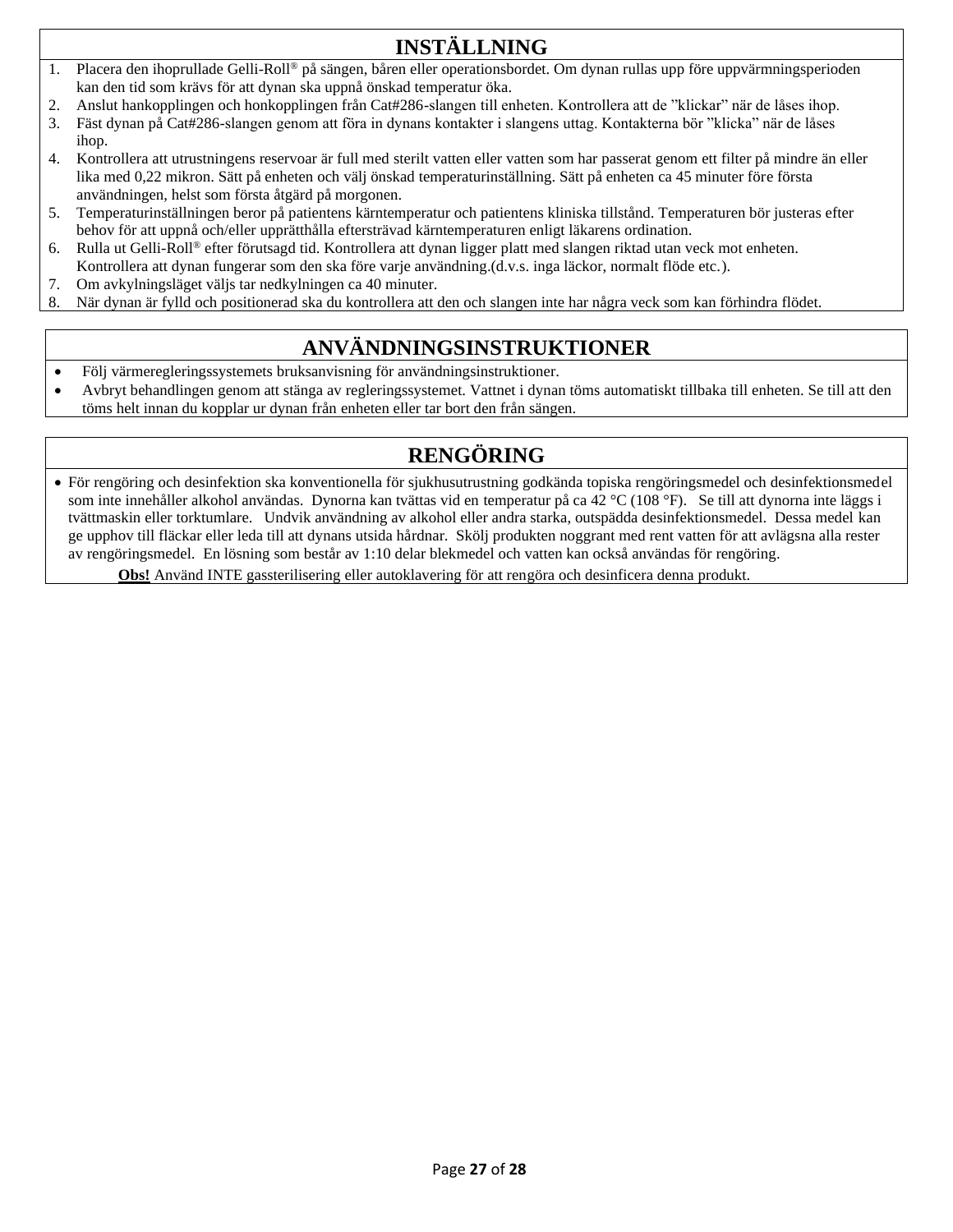## INSTÄLLNING

1. Placera den ihoprullade Gelli-Roll® på sängen, båren eller operationsbordet. Om dynan rullas upp före uppvärmningsperioden kan den tid som krävs för att dynan ska uppnå önskad temperatur öka.
2. Anslut hankopplingen och honkopplingen från Cat#286-slangen till enheten. Kontrollera att de ”klickar” när de låses ihop.
3. Fäst dynan på Cat#286-slangen genom att föra in dynans kontakter i slangens uttag. Kontakterna bör ”klicka” när de låses ihop.
4. Kontrollera att utrustningens reservoar är full med sterilt vatten eller vatten som har passerat genom ett filter på mindre än eller lika med 0,22 mikron. Sätt på enheten och välj önskad temperaturinställning. Sätt på enheten ca 45 minuter före första användningen, helst som första åtgärd på morgonen.
5. Temperaturinställningen beror på patientens kärntemperatur och patientens kliniska tillstånd. Temperaturen bör justeras efter behov för att uppnå och/eller upprätthålla eftersträvad kärntemperaturen enligt läkarens ordination.
6. Rulla ut Gelli-Roll® efter förutsagd tid. Kontrollera att dynan ligger platt med slangen riktad utan veck mot enheten. Kontrollera att dynan fungerar som den ska före varje användning.(d.v.s. inga läckor, normalt flöde etc.).
7. Om avkylningsläget väljs tar nedkylningen ca 40 minuter.
8. När dynan är fylld och positionerad ska du kontrollera att den och slangen inte har några veck som kan förhindra flödet.

## ANVÄNDNINGSINSTRUKTIONER

- Följ värmeregleringssystemets bruksanvisning för användningsinstruktioner.
- Avbryt behandlingen genom att stänga av regleringssystemet. Vattnet i dynan töms automatiskt tillbaka till enheten. Se till att den töms helt innan du kopplar ur dynan från enheten eller tar bort den från sängen.

## RENGÖRING

- För rengöring och desinfektion ska konventionella för sjukhusutrustning godkända topiska rengöringsmedel och desinfektionsmedel som inte innehåller alkohol användas. Dynorna kan tvättas vid en temperatur på ca 42 °C (108 °F). Se till att dynorna inte läggs i tvättmaskin eller torktumlare. Undvik användning av alkohol eller andra starka, outspädda desinfektionsmedel. Dessa medel kan ge upphov till fläckar eller leda till att dynans utsida hårdnar. Skölj produkten noggrant med rent vatten för att avlägsna alla rester av rengöringsmedel. En lösning som består av 1:10 delar blekmedel och vatten kan också användas för rengöring.

**Obs!** Använd INTE gassterilisering eller autoklavering för att rengöra och desinficera denna produkt.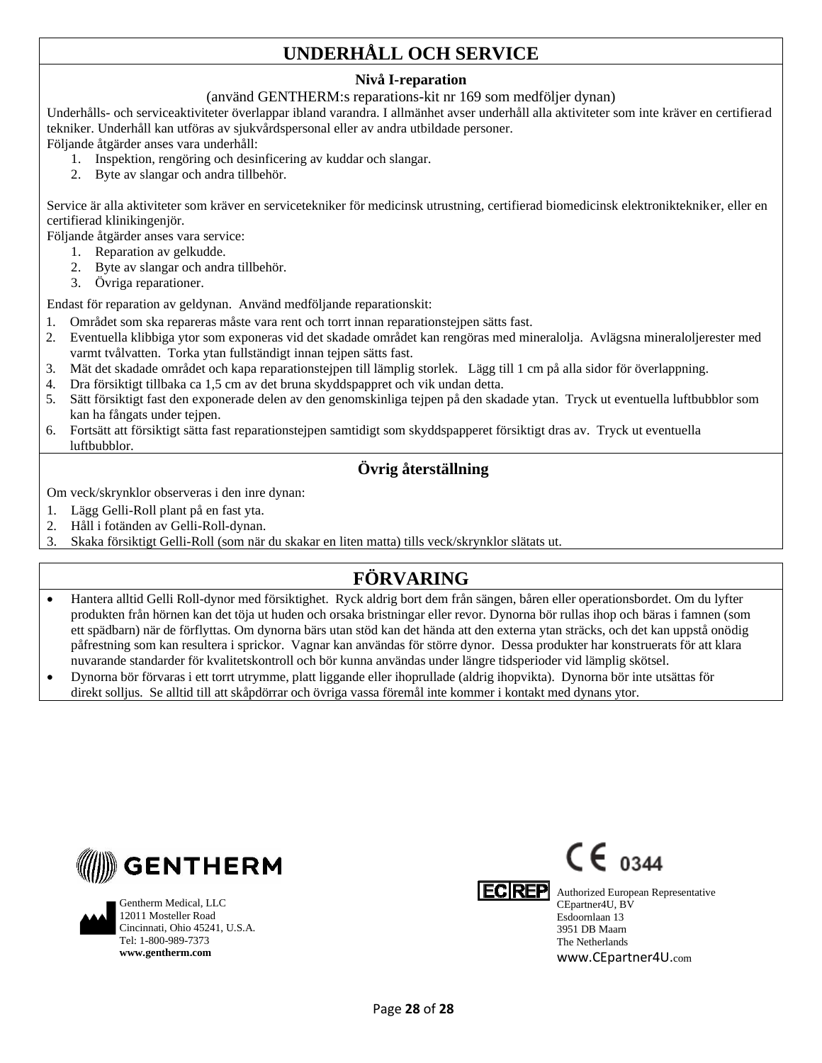# UNDERHÅLL OCH SERVICE

## Nivå I-reparation

(använd GENTHERM:s reparations-kit nr 169 som medföljer dynan)

Underhålls- och serviceaktiviteter överlappar ibland varandra. I allmänhet avser underhåll alla aktiviteter som inte kräver en certifierad tekniker. Underhåll kan utföras av sjukvårdspersonal eller av andra utbildade personer.
Följande åtgärder anses vara underhåll:

1. Inspektion, rengöring och desinficering av kuddar och slangar.
2. Byte av slangar och andra tillbehör.

Service är alla aktiviteter som kräver en servicetekniker för medicinsk utrustning, certifierad biomedicinsk elektroniktekniker, eller en certifierad klinikingenjör.
Följande åtgärder anses vara service:

1. Reparation av gelkudde.
2. Byte av slangar och andra tillbehör.
3. Övriga reparationer.

Endast för reparation av geldynan. Använd medföljande reparationskit:

1. Området som ska repareras måste vara rent och torrt innan reparationstejpen sätts fast.
2. Eventuella klibbiga ytor som exponeras vid det skadade området kan rengöras med mineralolja. Avlägsna mineraloljerester med varmt tvålvatten. Torka ytan fullständigt innan tejpen sätts fast.
3. Mät det skadade området och kapa reparationstejpen till lämplig storlek. Lägg till 1 cm på alla sidor för överlappning.
4. Dra försiktigt tillbaka ca 1,5 cm av det bruna skyddspappret och vik undan detta.
5. Sätt försiktigt fast den exponerade delen av den genomskinliga tejpen på den skadade ytan. Tryck ut eventuella luftbubblor som kan ha fångats under tejpen.
6. Fortsätt att försiktigt sätta fast reparationstejpen samtidigt som skyddspapperet försiktigt dras av. Tryck ut eventuella luftbubblor.

## Övrig återställning

Om veck/skrynklor observeras i den inre dynan:

1. Lägg Gelli-Roll plant på en fast yta.
2. Håll i fotänden av Gelli-Roll-dynan.
3. Skaka försiktigt Gelli-Roll (som när du skakar en liten matta) tills veck/skrynklor slätats ut.

# FÖRVARING

- Hantera alltid Gelli Roll-dynor med försiktighet. Ryck aldrig bort dem från sängen, båren eller operationsbordet. Om du lyfter produkten från hörnen kan det töja ut huden och orsaka bristningar eller revor. Dynorna bör rullas ihop och bäras i famnen (som ett spädbarn) när de förflyttas. Om dynorna bärs utan stöd kan det hända att den externa ytan sträcks, och det kan uppstå onödig påfrestning som kan resultera i sprickor. Vagnar kan användas för större dynor. Dessa produkter har konstruerats för att klara nuvarande standarder för kvalitetskontroll och bör kunna användas under längre tidsperioder vid lämplig skötsel.
- Dynorna bör förvaras i ett torrt utrymme, platt liggande eller ihoprullade (aldrig ihopvikta). Dynorna bör inte utsättas för direkt solljus. Se alltid till att skåpdörrar och övriga vassa föremål inte kommer i kontakt med dynans ytor.

GENTHERM

Gentherm Medical, LLC
12011 Mosteller Road
Cincinnati, Ohio 45241, U.S.A.
Tel: 1-800-989-7373
**www.gentherm.com**

CE 0344

EC REP
Authorized European Representative
CEpartner4U, BV
Esdoornlaan 13
3951 DB Maarn
The Netherlands
www.CEpartner4U.com